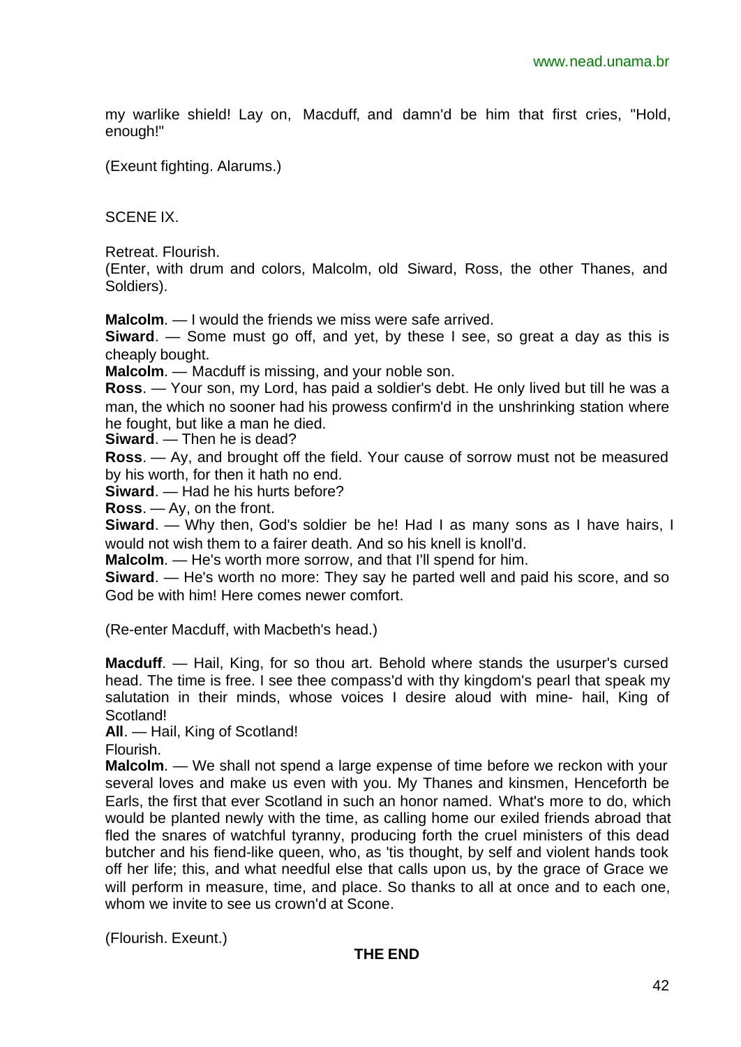my warlike shield! Lay on, Macduff, and damn'd be him that first cries, "Hold, enough!"

(Exeunt fighting. Alarums.)

SCENE IX.

Retreat. Flourish.
(Enter, with drum and colors, Malcolm, old Siward, Ross, the other Thanes, and Soldiers).

**Malcolm**. — I would the friends we miss were safe arrived.
**Siward**. — Some must go off, and yet, by these I see, so great a day as this is cheaply bought.
**Malcolm**. — Macduff is missing, and your noble son.
**Ross**. — Your son, my Lord, has paid a soldier's debt. He only lived but till he was a man, the which no sooner had his prowess confirm'd in the unshrinking station where he fought, but like a man he died.
**Siward**. — Then he is dead?
**Ross**. — Ay, and brought off the field. Your cause of sorrow must not be measured by his worth, for then it hath no end.
**Siward**. — Had he his hurts before?
**Ross**. — Ay, on the front.
**Siward**. — Why then, God's soldier be he! Had I as many sons as I have hairs, I would not wish them to a fairer death. And so his knell is knoll'd.
**Malcolm**. — He's worth more sorrow, and that I'll spend for him.
**Siward**. — He's worth no more: They say he parted well and paid his score, and so God be with him! Here comes newer comfort.

(Re-enter Macduff, with Macbeth's head.)

**Macduff**. — Hail, King, for so thou art. Behold where stands the usurper's cursed head. The time is free. I see thee compass'd with thy kingdom's pearl that speak my salutation in their minds, whose voices I desire aloud with mine- hail, King of Scotland!
**All**. — Hail, King of Scotland!
Flourish.
**Malcolm**. — We shall not spend a large expense of time before we reckon with your several loves and make us even with you. My Thanes and kinsmen, Henceforth be Earls, the first that ever Scotland in such an honor named. What's more to do, which would be planted newly with the time, as calling home our exiled friends abroad that fled the snares of watchful tyranny, producing forth the cruel ministers of this dead butcher and his fiend-like queen, who, as 'tis thought, by self and violent hands took off her life; this, and what needful else that calls upon us, by the grace of Grace we will perform in measure, time, and place. So thanks to all at once and to each one, whom we invite to see us crown'd at Scone.

(Flourish. Exeunt.)

**THE END**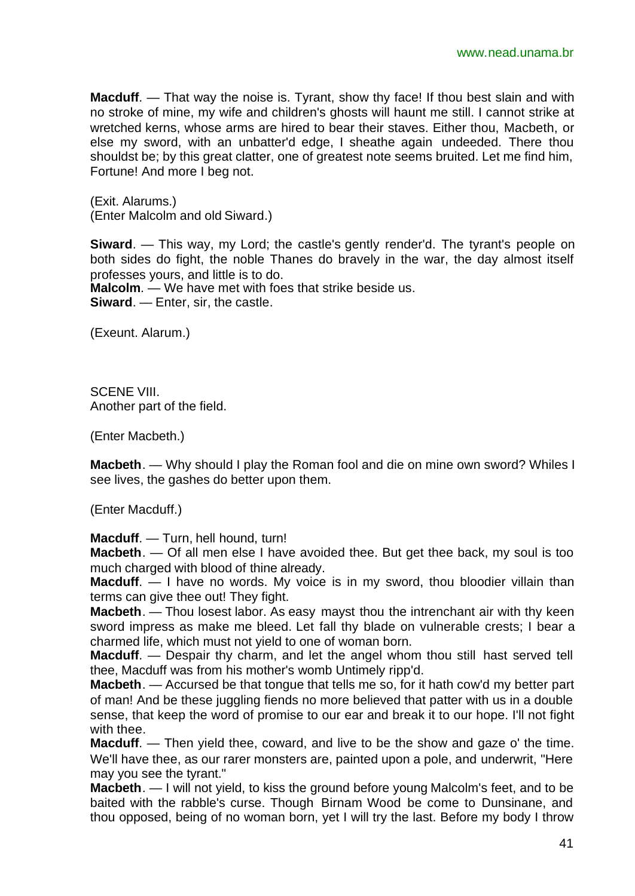**Macduff**. — That way the noise is. Tyrant, show thy face! If thou best slain and with no stroke of mine, my wife and children's ghosts will haunt me still. I cannot strike at wretched kerns, whose arms are hired to bear their staves. Either thou, Macbeth, or else my sword, with an unbatter'd edge, I sheathe again undeeded. There thou shouldst be; by this great clatter, one of greatest note seems bruited. Let me find him, Fortune! And more I beg not.

(Exit. Alarums.)
(Enter Malcolm and old Siward.)

**Siward**. — This way, my Lord; the castle's gently render'd. The tyrant's people on both sides do fight, the noble Thanes do bravely in the war, the day almost itself professes yours, and little is to do.
**Malcolm**. — We have met with foes that strike beside us.
**Siward**. — Enter, sir, the castle.

(Exeunt. Alarum.)

SCENE VIII.
Another part of the field.

(Enter Macbeth.)

**Macbeth**. — Why should I play the Roman fool and die on mine own sword? Whiles I see lives, the gashes do better upon them.

(Enter Macduff.)

**Macduff**. — Turn, hell hound, turn!
**Macbeth**. — Of all men else I have avoided thee. But get thee back, my soul is too much charged with blood of thine already.
**Macduff**. — I have no words. My voice is in my sword, thou bloodier villain than terms can give thee out! They fight.
**Macbeth**. — Thou losest labor. As easy mayst thou the intrenchant air with thy keen sword impress as make me bleed. Let fall thy blade on vulnerable crests; I bear a charmed life, which must not yield to one of woman born.
**Macduff**. — Despair thy charm, and let the angel whom thou still hast served tell thee, Macduff was from his mother's womb Untimely ripp'd.
**Macbeth**. — Accursed be that tongue that tells me so, for it hath cow'd my better part of man! And be these juggling fiends no more believed that patter with us in a double sense, that keep the word of promise to our ear and break it to our hope. I'll not fight with thee.
**Macduff**. — Then yield thee, coward, and live to be the show and gaze o' the time. We'll have thee, as our rarer monsters are, painted upon a pole, and underwrit, "Here may you see the tyrant."
**Macbeth**. — I will not yield, to kiss the ground before young Malcolm's feet, and to be baited with the rabble's curse. Though Birnam Wood be come to Dunsinane, and thou opposed, being of no woman born, yet I will try the last. Before my body I throw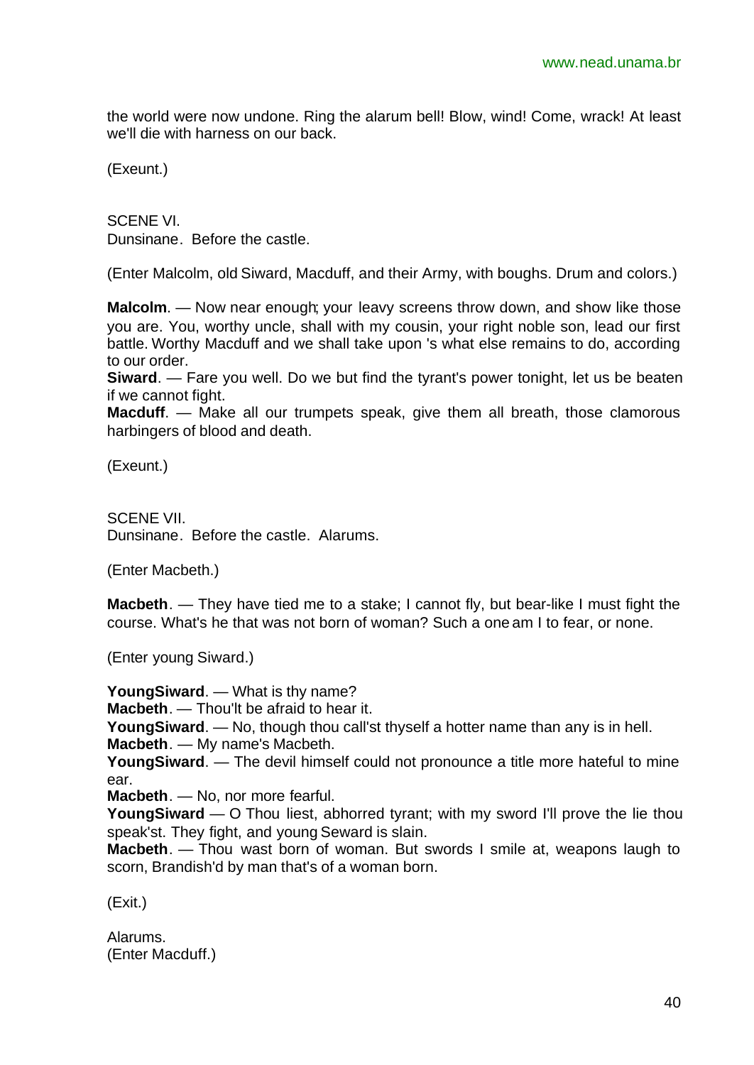the world were now undone. Ring the alarum bell! Blow, wind! Come, wrack! At least we'll die with harness on our back.

(Exeunt.)

SCENE VI.
Dunsinane. Before the castle.

(Enter Malcolm, old Siward, Macduff, and their Army, with boughs. Drum and colors.)

**Malcolm**. — Now near enough; your leavy screens throw down, and show like those you are. You, worthy uncle, shall with my cousin, your right noble son, lead our first battle. Worthy Macduff and we shall take upon 's what else remains to do, according to our order.
**Siward**. — Fare you well. Do we but find the tyrant's power tonight, let us be beaten if we cannot fight.
**Macduff**. — Make all our trumpets speak, give them all breath, those clamorous harbingers of blood and death.

(Exeunt.)

SCENE VII.
Dunsinane. Before the castle. Alarums.

(Enter Macbeth.)

**Macbeth**. — They have tied me to a stake; I cannot fly, but bear-like I must fight the course. What's he that was not born of woman? Such a one am I to fear, or none.

(Enter young Siward.)

**YoungSiward**. — What is thy name?
**Macbeth**. — Thou'lt be afraid to hear it.
**YoungSiward**. — No, though thou call'st thyself a hotter name than any is in hell.
**Macbeth**. — My name's Macbeth.
**YoungSiward**. — The devil himself could not pronounce a title more hateful to mine ear.
**Macbeth**. — No, nor more fearful.
**YoungSiward** — O Thou liest, abhorred tyrant; with my sword I'll prove the lie thou speak'st. They fight, and young Seward is slain.
**Macbeth**. — Thou wast born of woman. But swords I smile at, weapons laugh to scorn, Brandish'd by man that's of a woman born.

(Exit.)

Alarums.
(Enter Macduff.)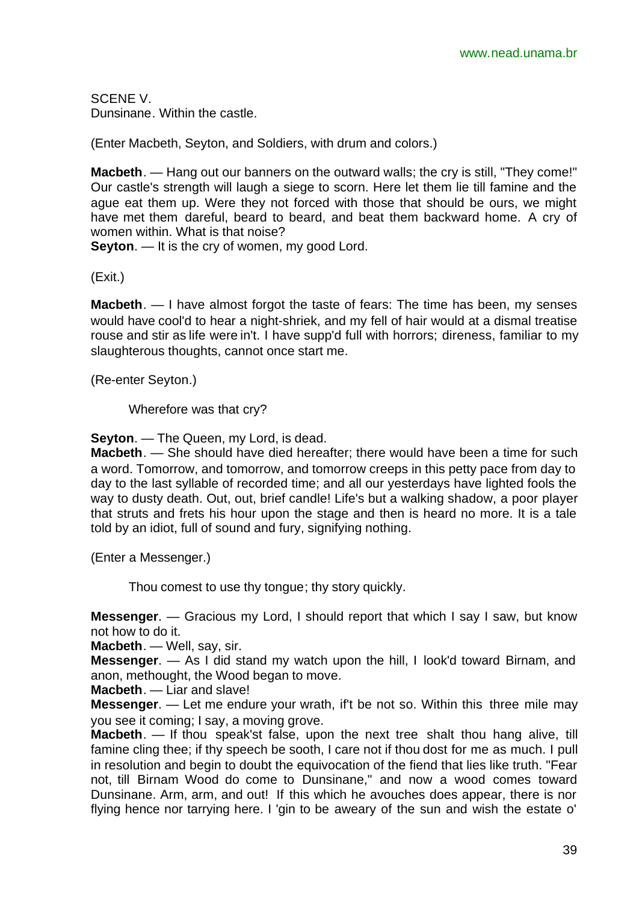SCENE V.
Dunsinane. Within the castle.

(Enter Macbeth, Seyton, and Soldiers, with drum and colors.)

**Macbeth**. — Hang out our banners on the outward walls; the cry is still, "They come!" Our castle's strength will laugh a siege to scorn. Here let them lie till famine and the ague eat them up. Were they not forced with those that should be ours, we might have met them dareful, beard to beard, and beat them backward home. A cry of women within. What is that noise?
**Seyton**. — It is the cry of women, my good Lord.

(Exit.)

**Macbeth**. — I have almost forgot the taste of fears: The time has been, my senses would have cool'd to hear a night-shriek, and my fell of hair would at a dismal treatise rouse and stir as life were in't. I have supp'd full with horrors; direness, familiar to my slaughterous thoughts, cannot once start me.

(Re-enter Seyton.)

Wherefore was that cry?

**Seyton**. — The Queen, my Lord, is dead.
**Macbeth**. — She should have died hereafter; there would have been a time for such a word. Tomorrow, and tomorrow, and tomorrow creeps in this petty pace from day to day to the last syllable of recorded time; and all our yesterdays have lighted fools the way to dusty death. Out, out, brief candle! Life's but a walking shadow, a poor player that struts and frets his hour upon the stage and then is heard no more. It is a tale told by an idiot, full of sound and fury, signifying nothing.

(Enter a Messenger.)

Thou comest to use thy tongue; thy story quickly.

**Messenger**. — Gracious my Lord, I should report that which I say I saw, but know not how to do it.
**Macbeth**. — Well, say, sir.
**Messenger**. — As I did stand my watch upon the hill, I look'd toward Birnam, and anon, methought, the Wood began to move.
**Macbeth**. — Liar and slave!
**Messenger**. — Let me endure your wrath, if't be not so. Within this three mile may you see it coming; I say, a moving grove.
**Macbeth**. — If thou speak'st false, upon the next tree shalt thou hang alive, till famine cling thee; if thy speech be sooth, I care not if thou dost for me as much. I pull in resolution and begin to doubt the equivocation of the fiend that lies like truth. "Fear not, till Birnam Wood do come to Dunsinane," and now a wood comes toward Dunsinane. Arm, arm, and out! If this which he avouches does appear, there is nor flying hence nor tarrying here. I 'gin to be aweary of the sun and wish the estate o'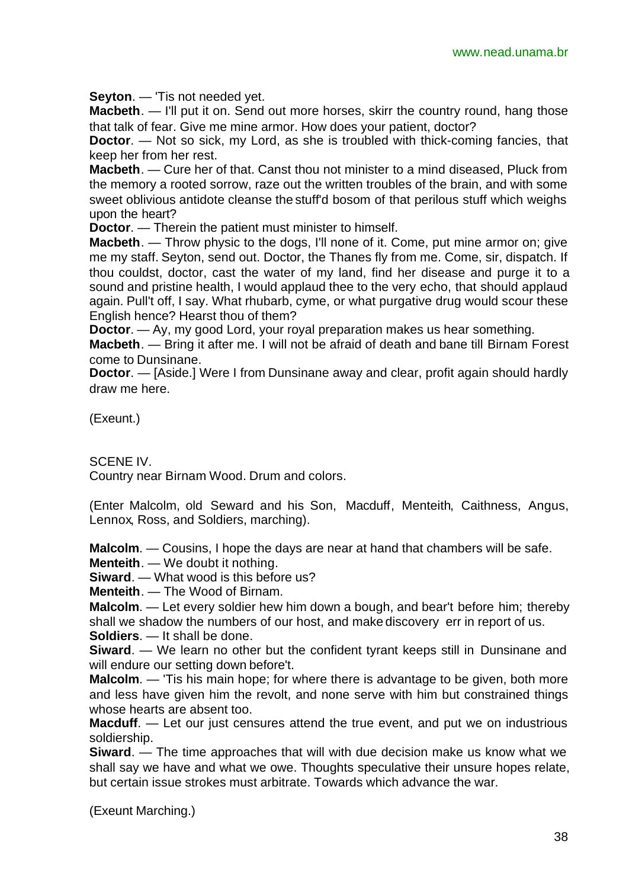**Seyton**. — 'Tis not needed yet.

**Macbeth**. — I'll put it on. Send out more horses, skirr the country round, hang those that talk of fear. Give me mine armor. How does your patient, doctor?

**Doctor**. — Not so sick, my Lord, as she is troubled with thick-coming fancies, that keep her from her rest.

**Macbeth**. — Cure her of that. Canst thou not minister to a mind diseased, Pluck from the memory a rooted sorrow, raze out the written troubles of the brain, and with some sweet oblivious antidote cleanse the stuff'd bosom of that perilous stuff which weighs upon the heart?

**Doctor**. — Therein the patient must minister to himself.

**Macbeth**. — Throw physic to the dogs, I'll none of it. Come, put mine armor on; give me my staff. Seyton, send out. Doctor, the Thanes fly from me. Come, sir, dispatch. If thou couldst, doctor, cast the water of my land, find her disease and purge it to a sound and pristine health, I would applaud thee to the very echo, that should applaud again. Pull't off, I say. What rhubarb, cyme, or what purgative drug would scour these English hence? Hearst thou of them?

**Doctor**. — Ay, my good Lord, your royal preparation makes us hear something.

**Macbeth**. — Bring it after me. I will not be afraid of death and bane till Birnam Forest come to Dunsinane.

**Doctor**. — [Aside.] Were I from Dunsinane away and clear, profit again should hardly draw me here.

(Exeunt.)

SCENE IV.

Country near Birnam Wood. Drum and colors.

(Enter Malcolm, old Seward and his Son, Macduff, Menteith, Caithness, Angus, Lennox, Ross, and Soldiers, marching).

**Malcolm**. — Cousins, I hope the days are near at hand that chambers will be safe.

**Menteith**. — We doubt it nothing.

**Siward**. — What wood is this before us?

**Menteith**. — The Wood of Birnam.

**Malcolm**. — Let every soldier hew him down a bough, and bear't before him; thereby shall we shadow the numbers of our host, and make discovery err in report of us.

**Soldiers**. — It shall be done.

**Siward**. — We learn no other but the confident tyrant keeps still in Dunsinane and will endure our setting down before't.

**Malcolm**. — 'Tis his main hope; for where there is advantage to be given, both more and less have given him the revolt, and none serve with him but constrained things whose hearts are absent too.

**Macduff**. — Let our just censures attend the true event, and put we on industrious soldiership.

**Siward**. — The time approaches that will with due decision make us know what we shall say we have and what we owe. Thoughts speculative their unsure hopes relate, but certain issue strokes must arbitrate. Towards which advance the war.

(Exeunt Marching.)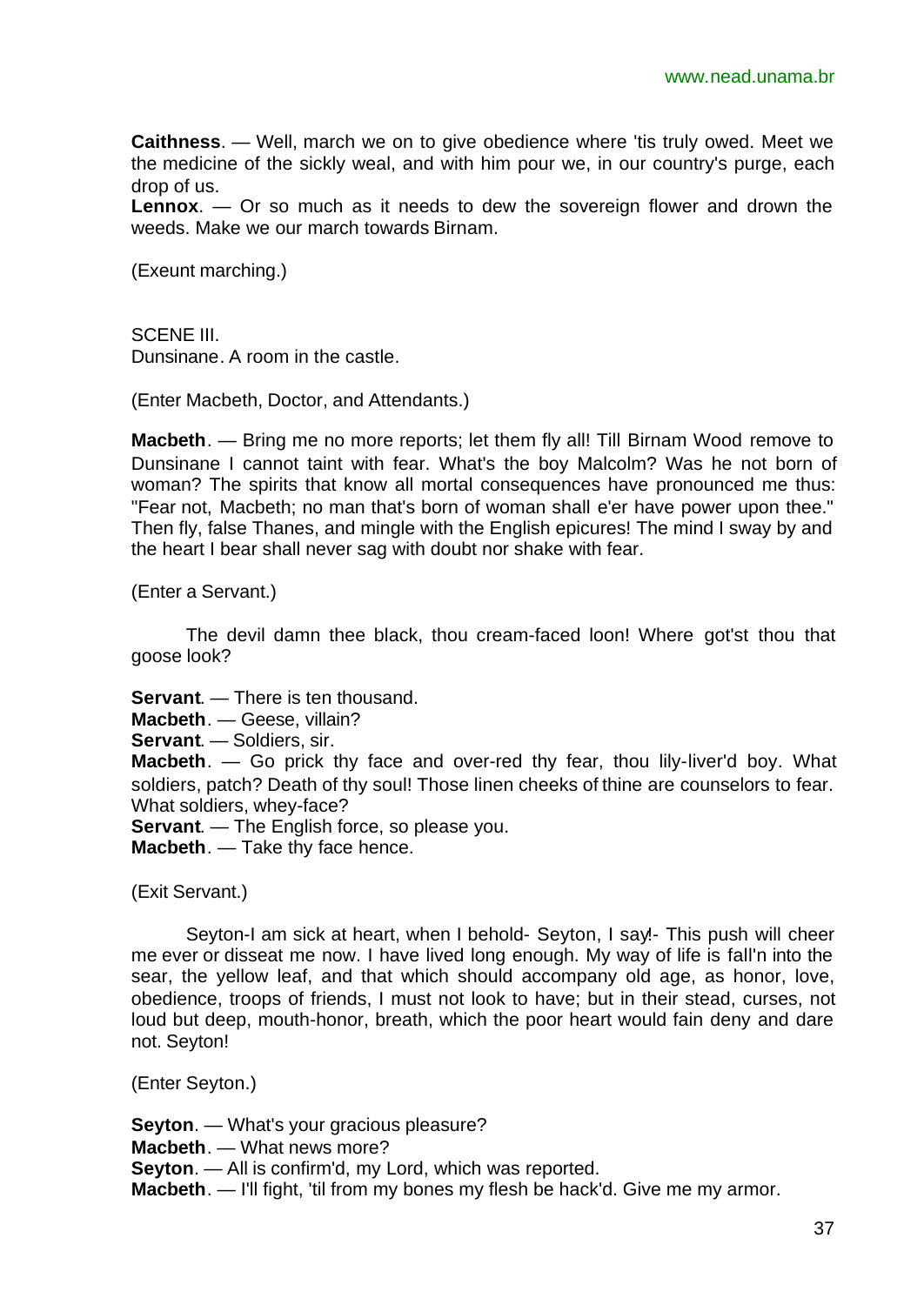**Caithness**. — Well, march we on to give obedience where 'tis truly owed. Meet we the medicine of the sickly weal, and with him pour we, in our country's purge, each drop of us.
**Lennox**. — Or so much as it needs to dew the sovereign flower and drown the weeds. Make we our march towards Birnam.

(Exeunt marching.)

SCENE III.
Dunsinane. A room in the castle.

(Enter Macbeth, Doctor, and Attendants.)

**Macbeth**. — Bring me no more reports; let them fly all! Till Birnam Wood remove to Dunsinane I cannot taint with fear. What's the boy Malcolm? Was he not born of woman? The spirits that know all mortal consequences have pronounced me thus: "Fear not, Macbeth; no man that's born of woman shall e'er have power upon thee." Then fly, false Thanes, and mingle with the English epicures! The mind I sway by and the heart I bear shall never sag with doubt nor shake with fear.

(Enter a Servant.)

The devil damn thee black, thou cream-faced loon! Where got'st thou that goose look?

**Servant**. — There is ten thousand.
**Macbeth**. — Geese, villain?
**Servant**. — Soldiers, sir.
**Macbeth**. — Go prick thy face and over-red thy fear, thou lily-liver'd boy. What soldiers, patch? Death of thy soul! Those linen cheeks of thine are counselors to fear. What soldiers, whey-face?
**Servant**. — The English force, so please you.
**Macbeth**. — Take thy face hence.

(Exit Servant.)

Seyton-I am sick at heart, when I behold- Seyton, I say!- This push will cheer me ever or disseat me now. I have lived long enough. My way of life is fall'n into the sear, the yellow leaf, and that which should accompany old age, as honor, love, obedience, troops of friends, I must not look to have; but in their stead, curses, not loud but deep, mouth-honor, breath, which the poor heart would fain deny and dare not. Seyton!

(Enter Seyton.)

**Seyton**. — What's your gracious pleasure?
**Macbeth**. — What news more?
**Seyton**. — All is confirm'd, my Lord, which was reported.
**Macbeth**. — I'll fight, 'til from my bones my flesh be hack'd. Give me my armor.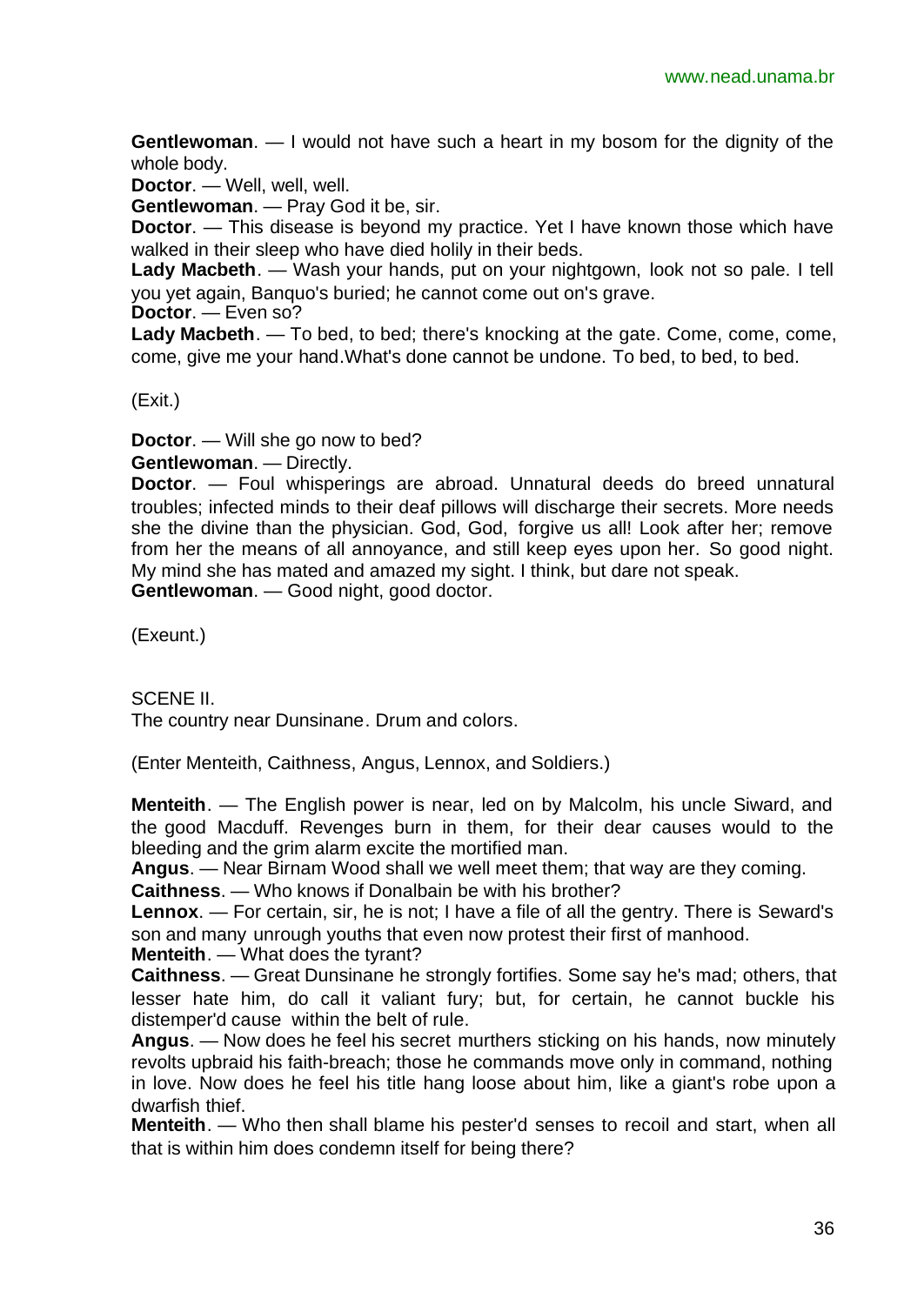**Gentlewoman**. — I would not have such a heart in my bosom for the dignity of the whole body.

**Doctor**. — Well, well, well.

**Gentlewoman**. — Pray God it be, sir.

**Doctor**. — This disease is beyond my practice. Yet I have known those which have walked in their sleep who have died holily in their beds.

**Lady Macbeth**. — Wash your hands, put on your nightgown, look not so pale. I tell you yet again, Banquo's buried; he cannot come out on's grave.

**Doctor**. — Even so?

**Lady Macbeth**. — To bed, to bed; there's knocking at the gate. Come, come, come, come, give me your hand.What's done cannot be undone. To bed, to bed, to bed.

(Exit.)

**Doctor**. — Will she go now to bed?

**Gentlewoman**. — Directly.

**Doctor**. — Foul whisperings are abroad. Unnatural deeds do breed unnatural troubles; infected minds to their deaf pillows will discharge their secrets. More needs she the divine than the physician. God, God, forgive us all! Look after her; remove from her the means of all annoyance, and still keep eyes upon her. So good night. My mind she has mated and amazed my sight. I think, but dare not speak.

**Gentlewoman**. — Good night, good doctor.

(Exeunt.)

SCENE II.

The country near Dunsinane. Drum and colors.

(Enter Menteith, Caithness, Angus, Lennox, and Soldiers.)

**Menteith**. — The English power is near, led on by Malcolm, his uncle Siward, and the good Macduff. Revenges burn in them, for their dear causes would to the bleeding and the grim alarm excite the mortified man.

**Angus**. — Near Birnam Wood shall we well meet them; that way are they coming.

**Caithness**. — Who knows if Donalbain be with his brother?

**Lennox**. — For certain, sir, he is not; I have a file of all the gentry. There is Seward's son and many unrough youths that even now protest their first of manhood.

**Menteith**. — What does the tyrant?

**Caithness**. — Great Dunsinane he strongly fortifies. Some say he's mad; others, that lesser hate him, do call it valiant fury; but, for certain, he cannot buckle his distemper'd cause within the belt of rule.

**Angus**. — Now does he feel his secret murthers sticking on his hands, now minutely revolts upbraid his faith-breach; those he commands move only in command, nothing in love. Now does he feel his title hang loose about him, like a giant's robe upon a dwarfish thief.

**Menteith**. — Who then shall blame his pester'd senses to recoil and start, when all that is within him does condemn itself for being there?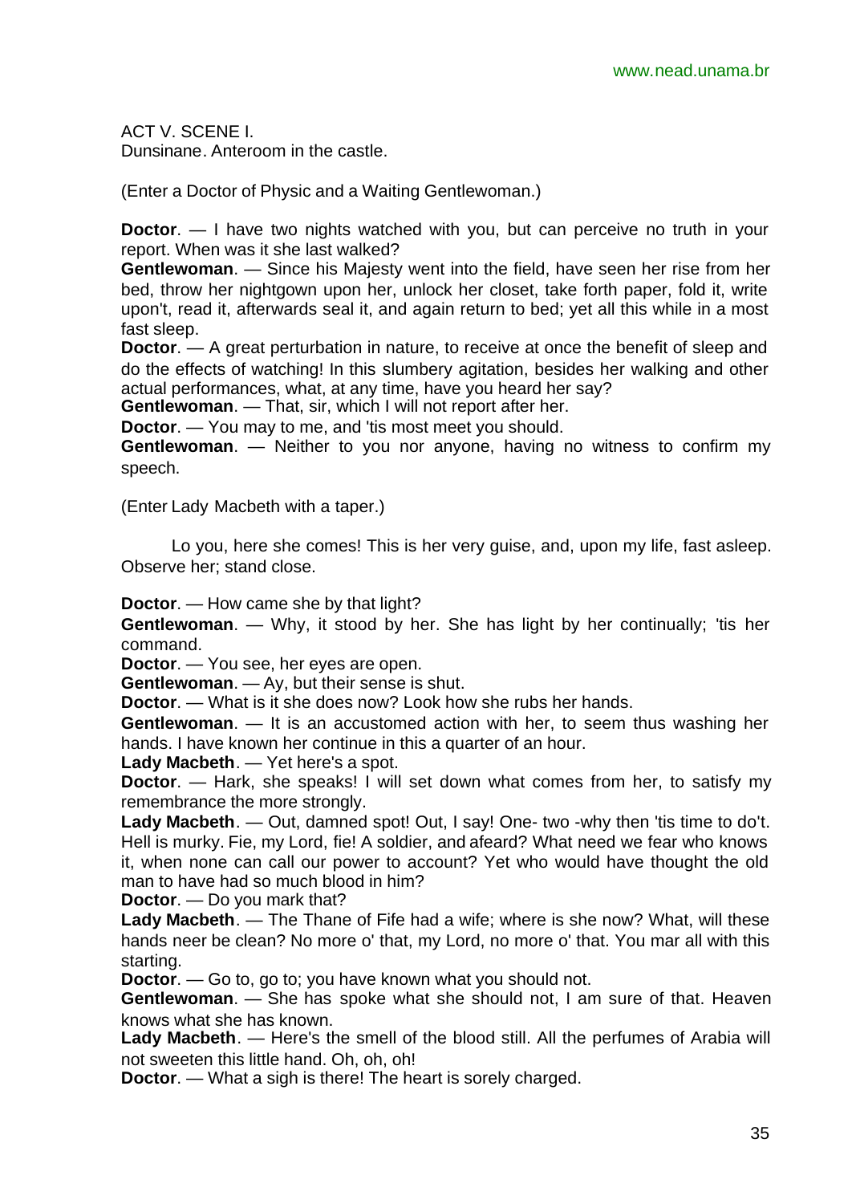ACT V. SCENE I.
Dunsinane. Anteroom in the castle.

(Enter a Doctor of Physic and a Waiting Gentlewoman.)

**Doctor**. — I have two nights watched with you, but can perceive no truth in your report. When was it she last walked?
**Gentlewoman**. — Since his Majesty went into the field, have seen her rise from her bed, throw her nightgown upon her, unlock her closet, take forth paper, fold it, write upon't, read it, afterwards seal it, and again return to bed; yet all this while in a most fast sleep.
**Doctor**. — A great perturbation in nature, to receive at once the benefit of sleep and do the effects of watching! In this slumbery agitation, besides her walking and other actual performances, what, at any time, have you heard her say?
**Gentlewoman**. — That, sir, which I will not report after her.
**Doctor**. — You may to me, and 'tis most meet you should.
**Gentlewoman**. — Neither to you nor anyone, having no witness to confirm my speech.

(Enter Lady Macbeth with a taper.)

Lo you, here she comes! This is her very guise, and, upon my life, fast asleep. Observe her; stand close.

**Doctor**. — How came she by that light?
**Gentlewoman**. — Why, it stood by her. She has light by her continually; 'tis her command.
**Doctor**. — You see, her eyes are open.
**Gentlewoman**. — Ay, but their sense is shut.
**Doctor**. — What is it she does now? Look how she rubs her hands.
**Gentlewoman**. — It is an accustomed action with her, to seem thus washing her hands. I have known her continue in this a quarter of an hour.
**Lady Macbeth**. — Yet here's a spot.
**Doctor**. — Hark, she speaks! I will set down what comes from her, to satisfy my remembrance the more strongly.
**Lady Macbeth**. — Out, damned spot! Out, I say! One- two -why then 'tis time to do't. Hell is murky. Fie, my Lord, fie! A soldier, and afeard? What need we fear who knows it, when none can call our power to account? Yet who would have thought the old man to have had so much blood in him?
**Doctor**. — Do you mark that?
**Lady Macbeth**. — The Thane of Fife had a wife; where is she now? What, will these hands neer be clean? No more o' that, my Lord, no more o' that. You mar all with this starting.
**Doctor**. — Go to, go to; you have known what you should not.
**Gentlewoman**. — She has spoke what she should not, I am sure of that. Heaven knows what she has known.
**Lady Macbeth**. — Here's the smell of the blood still. All the perfumes of Arabia will not sweeten this little hand. Oh, oh, oh!
**Doctor**. — What a sigh is there! The heart is sorely charged.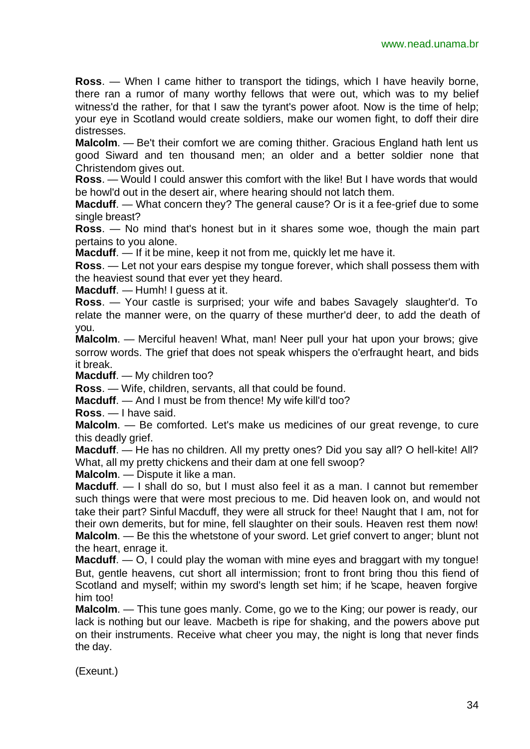**Ross**. — When I came hither to transport the tidings, which I have heavily borne, there ran a rumor of many worthy fellows that were out, which was to my belief witness'd the rather, for that I saw the tyrant's power afoot. Now is the time of help; your eye in Scotland would create soldiers, make our women fight, to doff their dire distresses.

**Malcolm**. — Be't their comfort we are coming thither. Gracious England hath lent us good Siward and ten thousand men; an older and a better soldier none that Christendom gives out.

**Ross**. — Would I could answer this comfort with the like! But I have words that would be howl'd out in the desert air, where hearing should not latch them.

**Macduff**. — What concern they? The general cause? Or is it a fee-grief due to some single breast?

**Ross**. — No mind that's honest but in it shares some woe, though the main part pertains to you alone.

**Macduff**. — If it be mine, keep it not from me, quickly let me have it.

**Ross**. — Let not your ears despise my tongue forever, which shall possess them with the heaviest sound that ever yet they heard.

**Macduff**. — Humh! I guess at it.

**Ross**. — Your castle is surprised; your wife and babes Savagely slaughter'd. To relate the manner were, on the quarry of these murther'd deer, to add the death of you.

**Malcolm**. — Merciful heaven! What, man! Neer pull your hat upon your brows; give sorrow words. The grief that does not speak whispers the o'erfraught heart, and bids it break.

**Macduff**. — My children too?

**Ross**. — Wife, children, servants, all that could be found.

**Macduff**. — And I must be from thence! My wife kill'd too?

**Ross**. — I have said.

**Malcolm**. — Be comforted. Let's make us medicines of our great revenge, to cure this deadly grief.

**Macduff**. — He has no children. All my pretty ones? Did you say all? O hell-kite! All? What, all my pretty chickens and their dam at one fell swoop?

**Malcolm**. — Dispute it like a man.

**Macduff**. — I shall do so, but I must also feel it as a man. I cannot but remember such things were that were most precious to me. Did heaven look on, and would not take their part? Sinful Macduff, they were all struck for thee! Naught that I am, not for their own demerits, but for mine, fell slaughter on their souls. Heaven rest them now!

**Malcolm**. — Be this the whetstone of your sword. Let grief convert to anger; blunt not the heart, enrage it.

**Macduff**. — O, I could play the woman with mine eyes and braggart with my tongue! But, gentle heavens, cut short all intermission; front to front bring thou this fiend of Scotland and myself; within my sword's length set him; if he 'scape, heaven forgive him too!

**Malcolm**. — This tune goes manly. Come, go we to the King; our power is ready, our lack is nothing but our leave. Macbeth is ripe for shaking, and the powers above put on their instruments. Receive what cheer you may, the night is long that never finds the day.

(Exeunt.)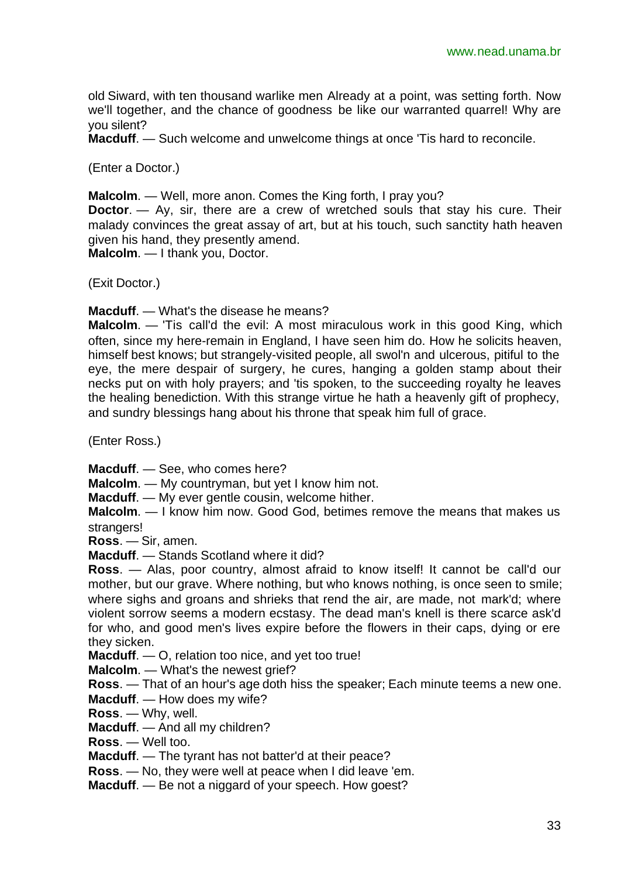old Siward, with ten thousand warlike men Already at a point, was setting forth. Now we'll together, and the chance of goodness be like our warranted quarrel! Why are you silent?

**Macduff**. — Such welcome and unwelcome things at once 'Tis hard to reconcile.

(Enter a Doctor.)

**Malcolm**. — Well, more anon. Comes the King forth, I pray you?

**Doctor**. — Ay, sir, there are a crew of wretched souls that stay his cure. Their malady convinces the great assay of art, but at his touch, such sanctity hath heaven given his hand, they presently amend.

**Malcolm**. — I thank you, Doctor.

(Exit Doctor.)

**Macduff**. — What's the disease he means?

**Malcolm**. — 'Tis call'd the evil: A most miraculous work in this good King, which often, since my here-remain in England, I have seen him do. How he solicits heaven, himself best knows; but strangely-visited people, all swol'n and ulcerous, pitiful to the eye, the mere despair of surgery, he cures, hanging a golden stamp about their necks put on with holy prayers; and 'tis spoken, to the succeeding royalty he leaves the healing benediction. With this strange virtue he hath a heavenly gift of prophecy, and sundry blessings hang about his throne that speak him full of grace.

(Enter Ross.)

**Macduff**. — See, who comes here?

**Malcolm**. — My countryman, but yet I know him not.

**Macduff**. — My ever gentle cousin, welcome hither.

**Malcolm**. — I know him now. Good God, betimes remove the means that makes us strangers!

**Ross**. — Sir, amen.

**Macduff**. — Stands Scotland where it did?

**Ross**. — Alas, poor country, almost afraid to know itself! It cannot be call'd our mother, but our grave. Where nothing, but who knows nothing, is once seen to smile; where sighs and groans and shrieks that rend the air, are made, not mark'd; where violent sorrow seems a modern ecstasy. The dead man's knell is there scarce ask'd for who, and good men's lives expire before the flowers in their caps, dying or ere they sicken.

**Macduff**. — O, relation too nice, and yet too true!

**Malcolm**. — What's the newest grief?

**Ross**. — That of an hour's age doth hiss the speaker; Each minute teems a new one.

**Macduff**. — How does my wife?

**Ross**. — Why, well.

**Macduff**. — And all my children?

**Ross**. — Well too.

**Macduff**. — The tyrant has not batter'd at their peace?

**Ross**. — No, they were well at peace when I did leave 'em.

**Macduff**. — Be not a niggard of your speech. How goest?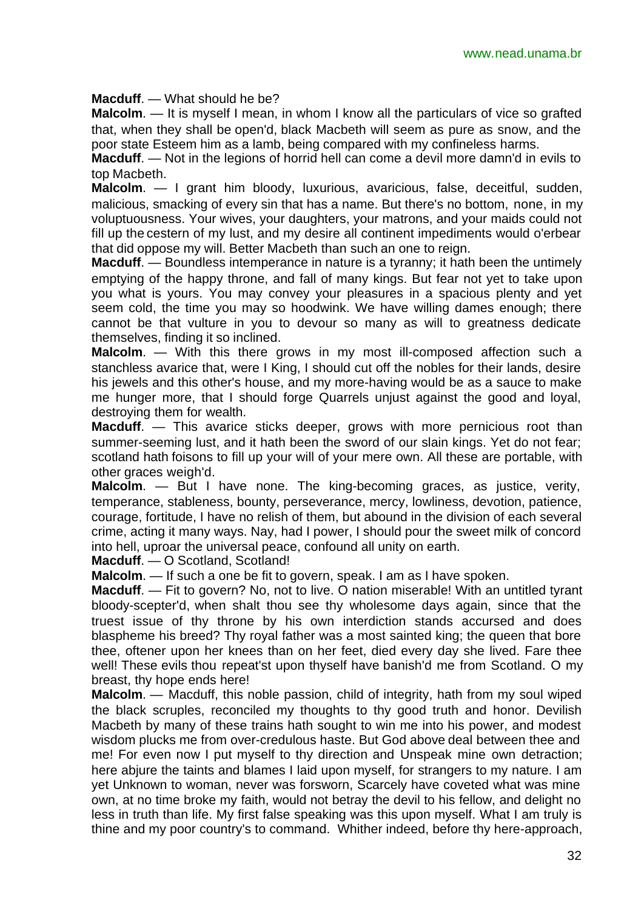**Macduff**. — What should he be?

**Malcolm**. — It is myself I mean, in whom I know all the particulars of vice so grafted that, when they shall be open'd, black Macbeth will seem as pure as snow, and the poor state Esteem him as a lamb, being compared with my confineless harms.

**Macduff**. — Not in the legions of horrid hell can come a devil more damn'd in evils to top Macbeth.

**Malcolm**. — I grant him bloody, luxurious, avaricious, false, deceitful, sudden, malicious, smacking of every sin that has a name. But there's no bottom, none, in my voluptuousness. Your wives, your daughters, your matrons, and your maids could not fill up the cestern of my lust, and my desire all continent impediments would o'erbear that did oppose my will. Better Macbeth than such an one to reign.

**Macduff**. — Boundless intemperance in nature is a tyranny; it hath been the untimely emptying of the happy throne, and fall of many kings. But fear not yet to take upon you what is yours. You may convey your pleasures in a spacious plenty and yet seem cold, the time you may so hoodwink. We have willing dames enough; there cannot be that vulture in you to devour so many as will to greatness dedicate themselves, finding it so inclined.

**Malcolm**. — With this there grows in my most ill-composed affection such a stanchless avarice that, were I King, I should cut off the nobles for their lands, desire his jewels and this other's house, and my more-having would be as a sauce to make me hunger more, that I should forge Quarrels unjust against the good and loyal, destroying them for wealth.

**Macduff**. — This avarice sticks deeper, grows with more pernicious root than summer-seeming lust, and it hath been the sword of our slain kings. Yet do not fear; scotland hath foisons to fill up your will of your mere own. All these are portable, with other graces weigh'd.

**Malcolm**. — But I have none. The king-becoming graces, as justice, verity, temperance, stableness, bounty, perseverance, mercy, lowliness, devotion, patience, courage, fortitude, I have no relish of them, but abound in the division of each several crime, acting it many ways. Nay, had I power, I should pour the sweet milk of concord into hell, uproar the universal peace, confound all unity on earth.

**Macduff**. — O Scotland, Scotland!

**Malcolm**. — If such a one be fit to govern, speak. I am as I have spoken.

**Macduff**. — Fit to govern? No, not to live. O nation miserable! With an untitled tyrant bloody-scepter'd, when shalt thou see thy wholesome days again, since that the truest issue of thy throne by his own interdiction stands accursed and does blaspheme his breed? Thy royal father was a most sainted king; the queen that bore thee, oftener upon her knees than on her feet, died every day she lived. Fare thee well! These evils thou repeat'st upon thyself have banish'd me from Scotland. O my breast, thy hope ends here!

**Malcolm**. — Macduff, this noble passion, child of integrity, hath from my soul wiped the black scruples, reconciled my thoughts to thy good truth and honor. Devilish Macbeth by many of these trains hath sought to win me into his power, and modest wisdom plucks me from over-credulous haste. But God above deal between thee and me! For even now I put myself to thy direction and Unspeak mine own detraction; here abjure the taints and blames I laid upon myself, for strangers to my nature. I am yet Unknown to woman, never was forsworn, Scarcely have coveted what was mine own, at no time broke my faith, would not betray the devil to his fellow, and delight no less in truth than life. My first false speaking was this upon myself. What I am truly is thine and my poor country's to command. Whither indeed, before thy here-approach,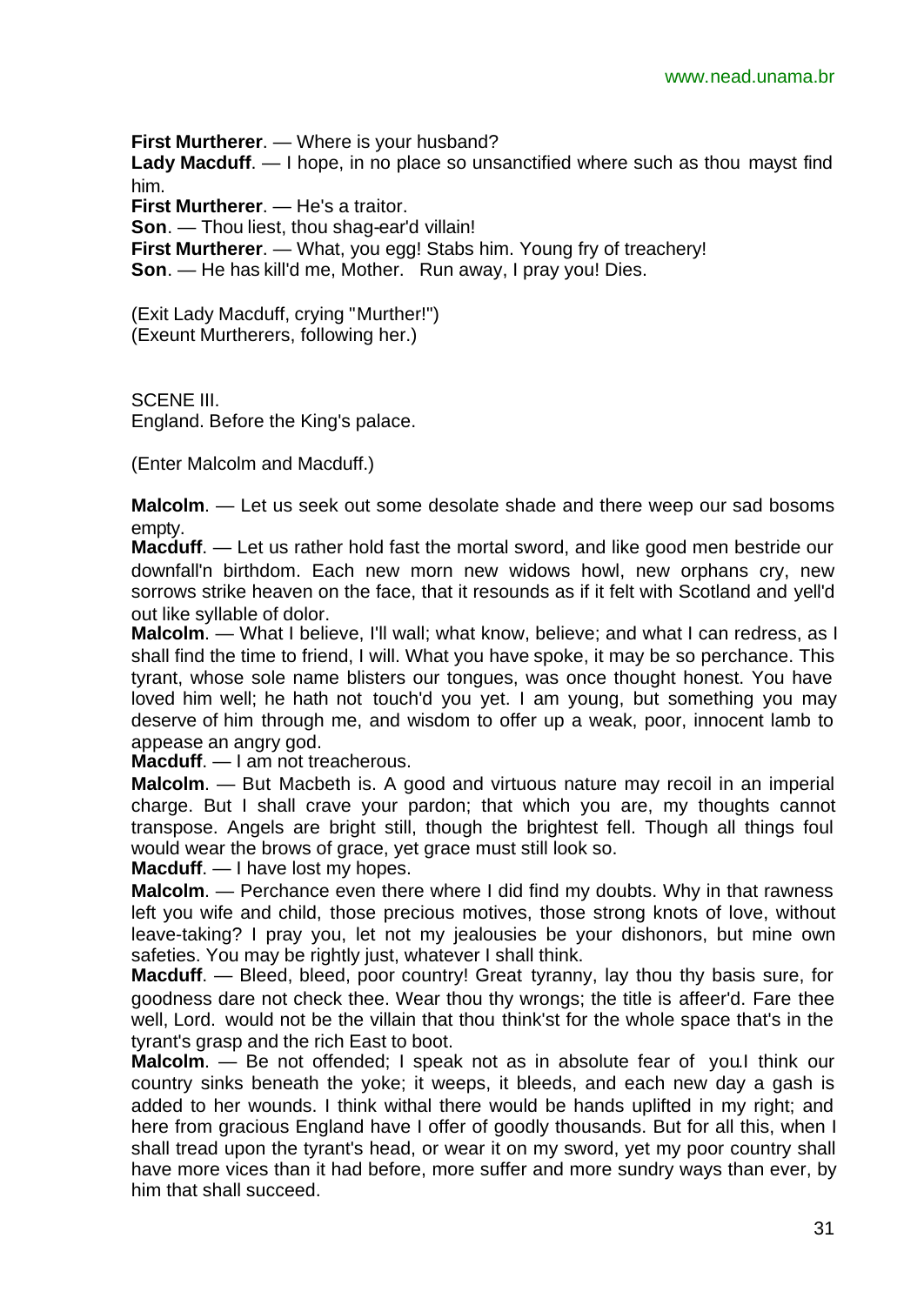**First Murtherer**. — Where is your husband?

**Lady Macduff**. — I hope, in no place so unsanctified where such as thou mayst find him.

**First Murtherer**. — He's a traitor.

**Son**. — Thou liest, thou shag-ear'd villain!

**First Murtherer**. — What, you egg! Stabs him. Young fry of treachery!

**Son**. — He has kill'd me, Mother. Run away, I pray you! Dies.

(Exit Lady Macduff, crying "Murther!")
(Exeunt Murtherers, following her.)

SCENE III.
England. Before the King's palace.

(Enter Malcolm and Macduff.)

**Malcolm**. — Let us seek out some desolate shade and there weep our sad bosoms empty.

**Macduff**. — Let us rather hold fast the mortal sword, and like good men bestride our downfall'n birthdom. Each new morn new widows howl, new orphans cry, new sorrows strike heaven on the face, that it resounds as if it felt with Scotland and yell'd out like syllable of dolor.

**Malcolm**. — What I believe, I'll wall; what know, believe; and what I can redress, as I shall find the time to friend, I will. What you have spoke, it may be so perchance. This tyrant, whose sole name blisters our tongues, was once thought honest. You have loved him well; he hath not touch'd you yet. I am young, but something you may deserve of him through me, and wisdom to offer up a weak, poor, innocent lamb to appease an angry god.

**Macduff**. — I am not treacherous.

**Malcolm**. — But Macbeth is. A good and virtuous nature may recoil in an imperial charge. But I shall crave your pardon; that which you are, my thoughts cannot transpose. Angels are bright still, though the brightest fell. Though all things foul would wear the brows of grace, yet grace must still look so.

**Macduff**. — I have lost my hopes.

**Malcolm**. — Perchance even there where I did find my doubts. Why in that rawness left you wife and child, those precious motives, those strong knots of love, without leave-taking? I pray you, let not my jealousies be your dishonors, but mine own safeties. You may be rightly just, whatever I shall think.

**Macduff**. — Bleed, bleed, poor country! Great tyranny, lay thou thy basis sure, for goodness dare not check thee. Wear thou thy wrongs; the title is affeer'd. Fare thee well, Lord. would not be the villain that thou think'st for the whole space that's in the tyrant's grasp and the rich East to boot.

**Malcolm**. — Be not offended; I speak not as in absolute fear of you.I think our country sinks beneath the yoke; it weeps, it bleeds, and each new day a gash is added to her wounds. I think withal there would be hands uplifted in my right; and here from gracious England have I offer of goodly thousands. But for all this, when I shall tread upon the tyrant's head, or wear it on my sword, yet my poor country shall have more vices than it had before, more suffer and more sundry ways than ever, by him that shall succeed.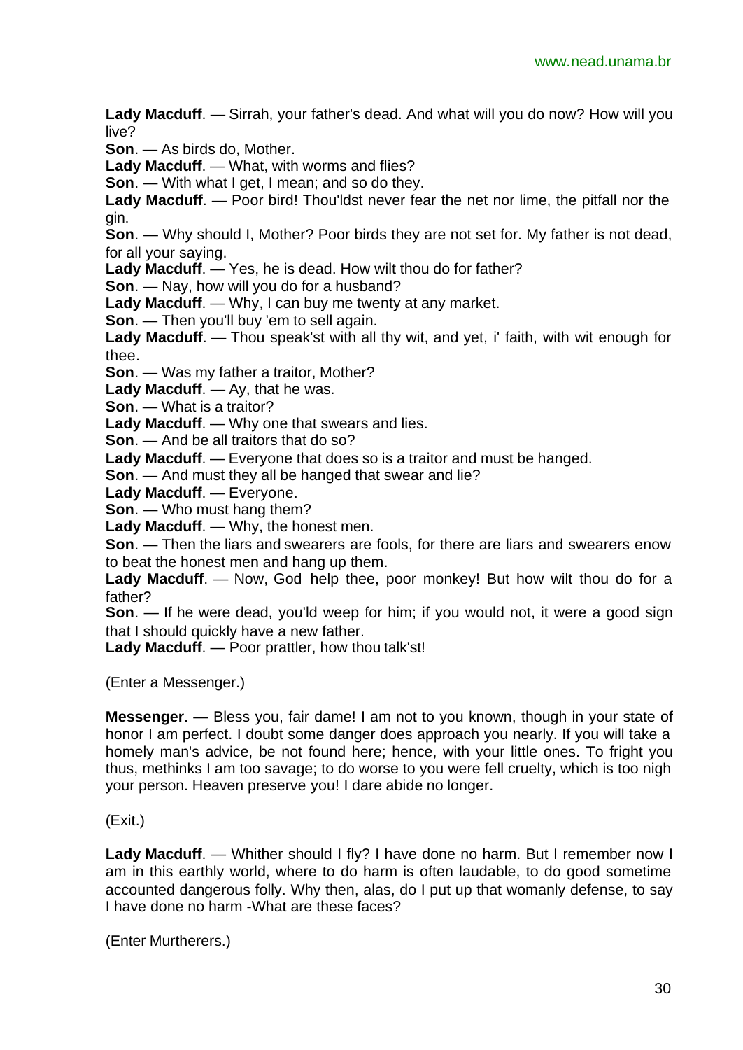**Lady Macduff**. — Sirrah, your father's dead. And what will you do now? How will you live?

**Son**. — As birds do, Mother.

**Lady Macduff**. — What, with worms and flies?

**Son**. — With what I get, I mean; and so do they.

**Lady Macduff**. — Poor bird! Thou'ldst never fear the net nor lime, the pitfall nor the gin.

**Son**. — Why should I, Mother? Poor birds they are not set for. My father is not dead, for all your saying.

**Lady Macduff**. — Yes, he is dead. How wilt thou do for father?

**Son**. — Nay, how will you do for a husband?

**Lady Macduff**. — Why, I can buy me twenty at any market.

**Son**. — Then you'll buy 'em to sell again.

**Lady Macduff**. — Thou speak'st with all thy wit, and yet, i' faith, with wit enough for thee.

**Son**. — Was my father a traitor, Mother?

**Lady Macduff**. — Ay, that he was.

**Son**. — What is a traitor?

**Lady Macduff**. — Why one that swears and lies.

**Son**. — And be all traitors that do so?

**Lady Macduff**. — Everyone that does so is a traitor and must be hanged.

**Son**. — And must they all be hanged that swear and lie?

**Lady Macduff**. — Everyone.

**Son**. — Who must hang them?

**Lady Macduff**. — Why, the honest men.

**Son**. — Then the liars and swearers are fools, for there are liars and swearers enow to beat the honest men and hang up them.

**Lady Macduff**. — Now, God help thee, poor monkey! But how wilt thou do for a father?

**Son**. — If he were dead, you'ld weep for him; if you would not, it were a good sign that I should quickly have a new father.

**Lady Macduff**. — Poor prattler, how thou talk'st!

(Enter a Messenger.)

**Messenger**. — Bless you, fair dame! I am not to you known, though in your state of honor I am perfect. I doubt some danger does approach you nearly. If you will take a homely man's advice, be not found here; hence, with your little ones. To fright you thus, methinks I am too savage; to do worse to you were fell cruelty, which is too nigh your person. Heaven preserve you! I dare abide no longer.

(Exit.)

**Lady Macduff**. — Whither should I fly? I have done no harm. But I remember now I am in this earthly world, where to do harm is often laudable, to do good sometime accounted dangerous folly. Why then, alas, do I put up that womanly defense, to say I have done no harm -What are these faces?

(Enter Murtherers.)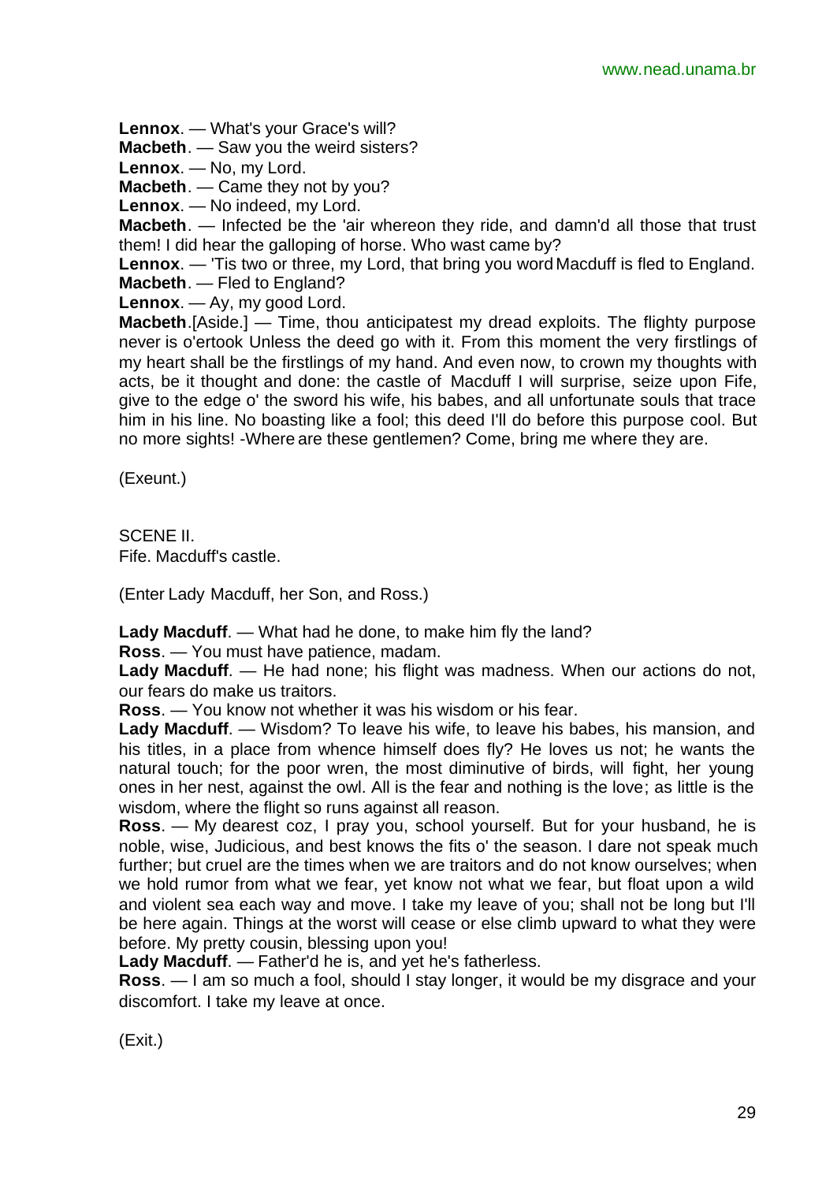**Lennox**. — What's your Grace's will?
**Macbeth**. — Saw you the weird sisters?
**Lennox**. — No, my Lord.
**Macbeth**. — Came they not by you?
**Lennox**. — No indeed, my Lord.
**Macbeth**. — Infected be the 'air whereon they ride, and damn'd all those that trust them! I did hear the galloping of horse. Who wast came by?
**Lennox**. — 'Tis two or three, my Lord, that bring you word Macduff is fled to England.
**Macbeth**. — Fled to England?
**Lennox**. — Ay, my good Lord.
**Macbeth**.[Aside.] — Time, thou anticipatest my dread exploits. The flighty purpose never is o'ertook Unless the deed go with it. From this moment the very firstlings of my heart shall be the firstlings of my hand. And even now, to crown my thoughts with acts, be it thought and done: the castle of Macduff I will surprise, seize upon Fife, give to the edge o' the sword his wife, his babes, and all unfortunate souls that trace him in his line. No boasting like a fool; this deed I'll do before this purpose cool. But no more sights! -Where are these gentlemen? Come, bring me where they are.

(Exeunt.)

SCENE II.
Fife. Macduff's castle.

(Enter Lady Macduff, her Son, and Ross.)

**Lady Macduff**. — What had he done, to make him fly the land?
**Ross**. — You must have patience, madam.
**Lady Macduff**. — He had none; his flight was madness. When our actions do not, our fears do make us traitors.
**Ross**. — You know not whether it was his wisdom or his fear.
**Lady Macduff**. — Wisdom? To leave his wife, to leave his babes, his mansion, and his titles, in a place from whence himself does fly? He loves us not; he wants the natural touch; for the poor wren, the most diminutive of birds, will fight, her young ones in her nest, against the owl. All is the fear and nothing is the love; as little is the wisdom, where the flight so runs against all reason.
**Ross**. — My dearest coz, I pray you, school yourself. But for your husband, he is noble, wise, Judicious, and best knows the fits o' the season. I dare not speak much further; but cruel are the times when we are traitors and do not know ourselves; when we hold rumor from what we fear, yet know not what we fear, but float upon a wild and violent sea each way and move. I take my leave of you; shall not be long but I'll be here again. Things at the worst will cease or else climb upward to what they were before. My pretty cousin, blessing upon you!
**Lady Macduff**. — Father'd he is, and yet he's fatherless.
**Ross**. — I am so much a fool, should I stay longer, it would be my disgrace and your discomfort. I take my leave at once.

(Exit.)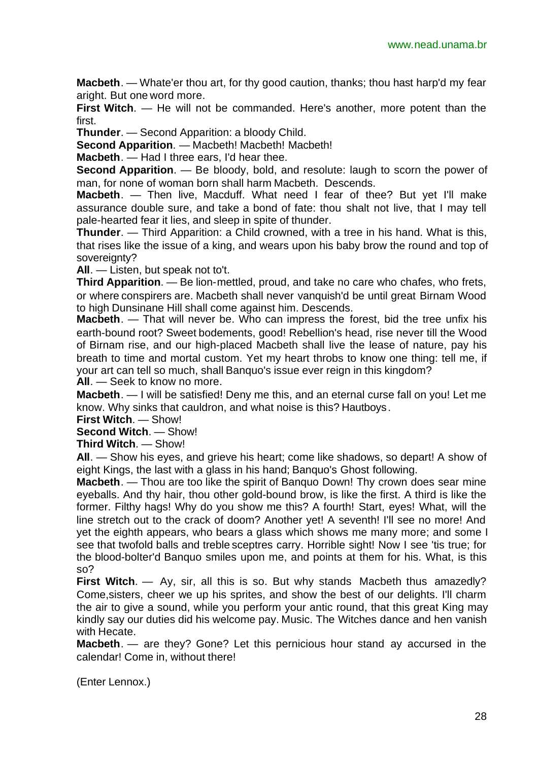**Macbeth**. — Whate'er thou art, for thy good caution, thanks; thou hast harp'd my fear aright. But one word more.

**First Witch**. — He will not be commanded. Here's another, more potent than the first.

**Thunder**. — Second Apparition: a bloody Child.

**Second Apparition**. — Macbeth! Macbeth! Macbeth!

**Macbeth**. — Had I three ears, I'd hear thee.

**Second Apparition**. — Be bloody, bold, and resolute: laugh to scorn the power of man, for none of woman born shall harm Macbeth. Descends.

**Macbeth**. — Then live, Macduff. What need I fear of thee? But yet I'll make assurance double sure, and take a bond of fate: thou shalt not live, that I may tell pale-hearted fear it lies, and sleep in spite of thunder.

**Thunder**. — Third Apparition: a Child crowned, with a tree in his hand. What is this, that rises like the issue of a king, and wears upon his baby brow the round and top of sovereignty?

**All**. — Listen, but speak not to't.

**Third Apparition**. — Be lion-mettled, proud, and take no care who chafes, who frets, or where conspirers are. Macbeth shall never vanquish'd be until great Birnam Wood to high Dunsinane Hill shall come against him. Descends.

**Macbeth**. — That will never be. Who can impress the forest, bid the tree unfix his earth-bound root? Sweet bodements, good! Rebellion's head, rise never till the Wood of Birnam rise, and our high-placed Macbeth shall live the lease of nature, pay his breath to time and mortal custom. Yet my heart throbs to know one thing: tell me, if your art can tell so much, shall Banquo's issue ever reign in this kingdom?

**All**. — Seek to know no more.

**Macbeth**. — I will be satisfied! Deny me this, and an eternal curse fall on you! Let me know. Why sinks that cauldron, and what noise is this? Hautboys.

**First Witch**. — Show!

**Second Witch**. — Show!

**Third Witch**. — Show!

**All**. — Show his eyes, and grieve his heart; come like shadows, so depart! A show of eight Kings, the last with a glass in his hand; Banquo's Ghost following.

**Macbeth**. — Thou are too like the spirit of Banquo Down! Thy crown does sear mine eyeballs. And thy hair, thou other gold-bound brow, is like the first. A third is like the former. Filthy hags! Why do you show me this? A fourth! Start, eyes! What, will the line stretch out to the crack of doom? Another yet! A seventh! I'll see no more! And yet the eighth appears, who bears a glass which shows me many more; and some I see that twofold balls and treble sceptres carry. Horrible sight! Now I see 'tis true; for the blood-bolter'd Banquo smiles upon me, and points at them for his. What, is this so?

**First Witch**. — Ay, sir, all this is so. But why stands Macbeth thus amazedly? Come,sisters, cheer we up his sprites, and show the best of our delights. I'll charm the air to give a sound, while you perform your antic round, that this great King may kindly say our duties did his welcome pay. Music. The Witches dance and hen vanish with Hecate.

**Macbeth**. — are they? Gone? Let this pernicious hour stand ay accursed in the calendar! Come in, without there!

(Enter Lennox.)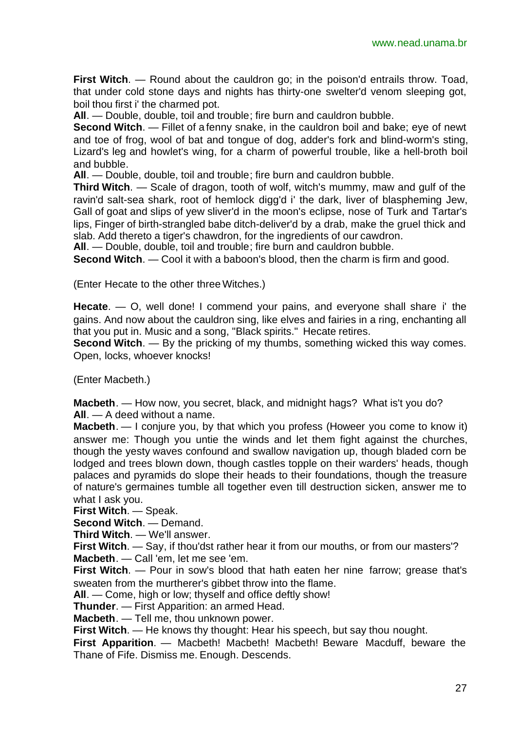**First Witch**. — Round about the cauldron go; in the poison'd entrails throw. Toad, that under cold stone days and nights has thirty-one swelter'd venom sleeping got, boil thou first i' the charmed pot.

**All**. — Double, double, toil and trouble; fire burn and cauldron bubble.

**Second Witch**. — Fillet of a fenny snake, in the cauldron boil and bake; eye of newt and toe of frog, wool of bat and tongue of dog, adder's fork and blind-worm's sting, Lizard's leg and howlet's wing, for a charm of powerful trouble, like a hell-broth boil and bubble.

**All**. — Double, double, toil and trouble; fire burn and cauldron bubble.

**Third Witch**. — Scale of dragon, tooth of wolf, witch's mummy, maw and gulf of the ravin'd salt-sea shark, root of hemlock digg'd i' the dark, liver of blaspheming Jew, Gall of goat and slips of yew sliver'd in the moon's eclipse, nose of Turk and Tartar's lips, Finger of birth-strangled babe ditch-deliver'd by a drab, make the gruel thick and slab. Add thereto a tiger's chawdron, for the ingredients of our cawdron.

**All**. — Double, double, toil and trouble; fire burn and cauldron bubble.

**Second Witch**. — Cool it with a baboon's blood, then the charm is firm and good.

(Enter Hecate to the other three Witches.)

**Hecate**. — O, well done! I commend your pains, and everyone shall share i' the gains. And now about the cauldron sing, like elves and fairies in a ring, enchanting all that you put in. Music and a song, "Black spirits." Hecate retires.

**Second Witch**. — By the pricking of my thumbs, something wicked this way comes. Open, locks, whoever knocks!

(Enter Macbeth.)

**Macbeth**. — How now, you secret, black, and midnight hags? What is't you do?

**All**. — A deed without a name.

**Macbeth**. — I conjure you, by that which you profess (Howeer you come to know it) answer me: Though you untie the winds and let them fight against the churches, though the yesty waves confound and swallow navigation up, though bladed corn be lodged and trees blown down, though castles topple on their warders' heads, though palaces and pyramids do slope their heads to their foundations, though the treasure of nature's germaines tumble all together even till destruction sicken, answer me to what I ask you.

**First Witch**. — Speak.

**Second Witch**. — Demand.

**Third Witch**. — We'll answer.

**First Witch**. — Say, if thou'dst rather hear it from our mouths, or from our masters'?

**Macbeth**. — Call 'em, let me see 'em.

**First Witch**. — Pour in sow's blood that hath eaten her nine farrow; grease that's sweaten from the murtherer's gibbet throw into the flame.

**All**. — Come, high or low; thyself and office deftly show!

**Thunder**. — First Apparition: an armed Head.

**Macbeth**. — Tell me, thou unknown power.

**First Witch**. — He knows thy thought: Hear his speech, but say thou nought.

**First Apparition**. — Macbeth! Macbeth! Macbeth! Beware Macduff, beware the Thane of Fife. Dismiss me. Enough. Descends.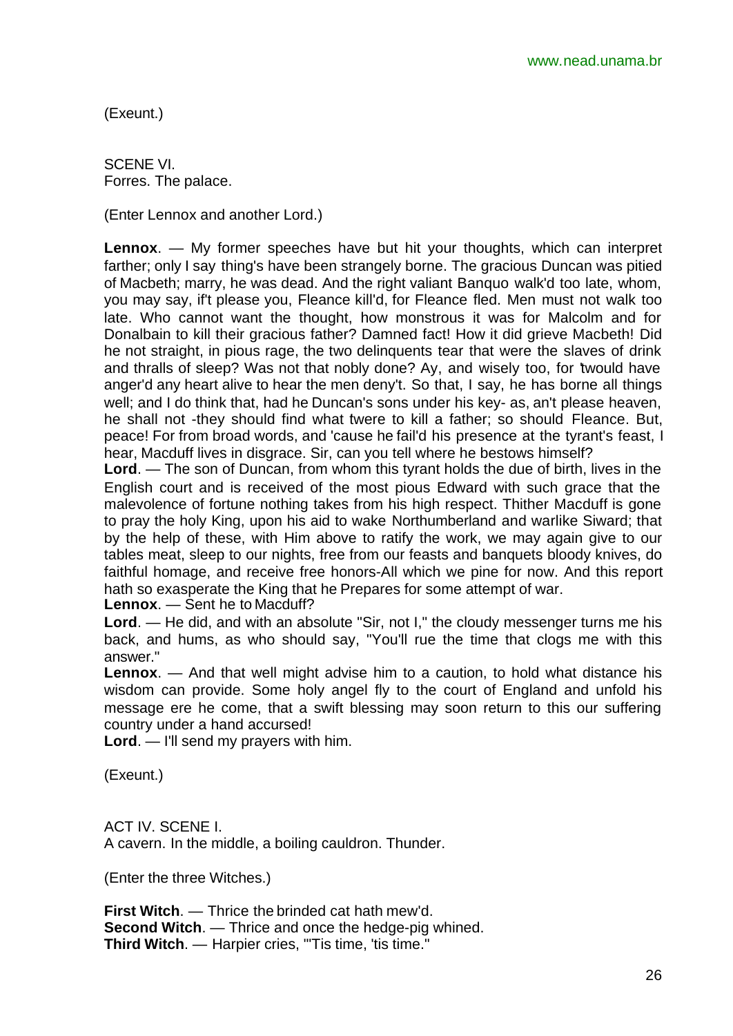(Exeunt.)

SCENE VI.
Forres. The palace.

(Enter Lennox and another Lord.)

**Lennox**. — My former speeches have but hit your thoughts, which can interpret farther; only I say thing's have been strangely borne. The gracious Duncan was pitied of Macbeth; marry, he was dead. And the right valiant Banquo walk'd too late, whom, you may say, if't please you, Fleance kill'd, for Fleance fled. Men must not walk too late. Who cannot want the thought, how monstrous it was for Malcolm and for Donalbain to kill their gracious father? Damned fact! How it did grieve Macbeth! Did he not straight, in pious rage, the two delinquents tear that were the slaves of drink and thralls of sleep? Was not that nobly done? Ay, and wisely too, for 'twould have anger'd any heart alive to hear the men deny't. So that, I say, he has borne all things well; and I do think that, had he Duncan's sons under his key- as, an't please heaven, he shall not -they should find what twere to kill a father; so should Fleance. But, peace! For from broad words, and 'cause he fail'd his presence at the tyrant's feast, I hear, Macduff lives in disgrace. Sir, can you tell where he bestows himself?

**Lord**. — The son of Duncan, from whom this tyrant holds the due of birth, lives in the English court and is received of the most pious Edward with such grace that the malevolence of fortune nothing takes from his high respect. Thither Macduff is gone to pray the holy King, upon his aid to wake Northumberland and warlike Siward; that by the help of these, with Him above to ratify the work, we may again give to our tables meat, sleep to our nights, free from our feasts and banquets bloody knives, do faithful homage, and receive free honors-All which we pine for now. And this report hath so exasperate the King that he Prepares for some attempt of war.

**Lennox**. — Sent he to Macduff?

**Lord**. — He did, and with an absolute "Sir, not I," the cloudy messenger turns me his back, and hums, as who should say, "You'll rue the time that clogs me with this answer."

**Lennox**. — And that well might advise him to a caution, to hold what distance his wisdom can provide. Some holy angel fly to the court of England and unfold his message ere he come, that a swift blessing may soon return to this our suffering country under a hand accursed!

**Lord**. — I'll send my prayers with him.

(Exeunt.)

ACT IV. SCENE I.
A cavern. In the middle, a boiling cauldron. Thunder.

(Enter the three Witches.)

**First Witch**. — Thrice the brinded cat hath mew'd.
**Second Witch**. — Thrice and once the hedge-pig whined.
**Third Witch**. — Harpier cries, "'Tis time, 'tis time."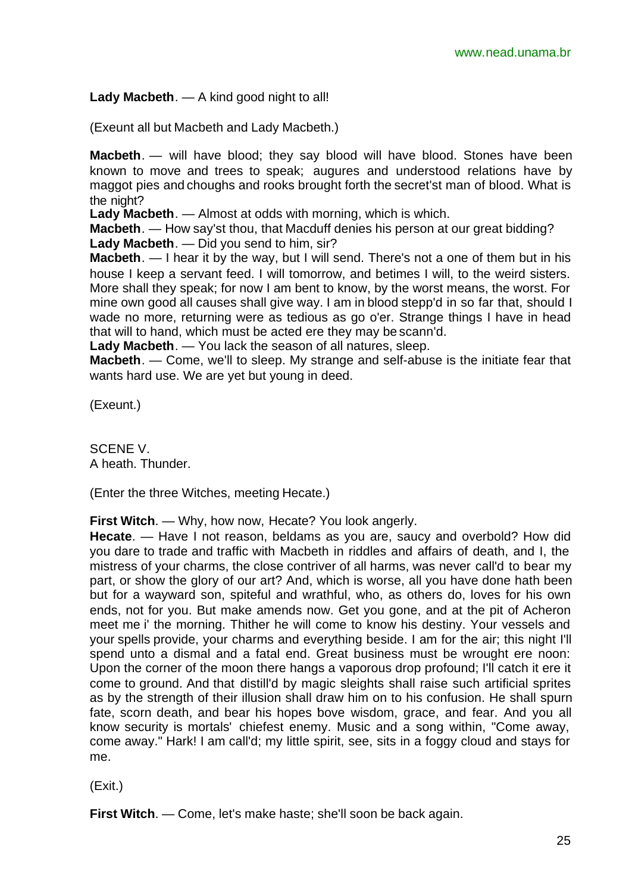**Lady Macbeth**. — A kind good night to all!

(Exeunt all but Macbeth and Lady Macbeth.)

**Macbeth**. — will have blood; they say blood will have blood. Stones have been known to move and trees to speak; augures and understood relations have by maggot pies and choughs and rooks brought forth the secret'st man of blood. What is the night?
**Lady Macbeth**. — Almost at odds with morning, which is which.
**Macbeth**. — How say'st thou, that Macduff denies his person at our great bidding?
**Lady Macbeth**. — Did you send to him, sir?
**Macbeth**. — I hear it by the way, but I will send. There's not a one of them but in his house I keep a servant feed. I will tomorrow, and betimes I will, to the weird sisters. More shall they speak; for now I am bent to know, by the worst means, the worst. For mine own good all causes shall give way. I am in blood stepp'd in so far that, should I wade no more, returning were as tedious as go o'er. Strange things I have in head that will to hand, which must be acted ere they may be scann'd.
**Lady Macbeth**. — You lack the season of all natures, sleep.
**Macbeth**. — Come, we'll to sleep. My strange and self-abuse is the initiate fear that wants hard use. We are yet but young in deed.

(Exeunt.)

SCENE V.
A heath. Thunder.

(Enter the three Witches, meeting Hecate.)

**First Witch**. — Why, how now, Hecate? You look angerly.
**Hecate**. — Have I not reason, beldams as you are, saucy and overbold? How did you dare to trade and traffic with Macbeth in riddles and affairs of death, and I, the mistress of your charms, the close contriver of all harms, was never call'd to bear my part, or show the glory of our art? And, which is worse, all you have done hath been but for a wayward son, spiteful and wrathful, who, as others do, loves for his own ends, not for you. But make amends now. Get you gone, and at the pit of Acheron meet me i' the morning. Thither he will come to know his destiny. Your vessels and your spells provide, your charms and everything beside. I am for the air; this night I'll spend unto a dismal and a fatal end. Great business must be wrought ere noon: Upon the corner of the moon there hangs a vaporous drop profound; I'll catch it ere it come to ground. And that distill'd by magic sleights shall raise such artificial sprites as by the strength of their illusion shall draw him on to his confusion. He shall spurn fate, scorn death, and bear his hopes bove wisdom, grace, and fear. And you all know security is mortals' chiefest enemy. Music and a song within, "Come away, come away." Hark! I am call'd; my little spirit, see, sits in a foggy cloud and stays for me.

(Exit.)

**First Witch**. — Come, let's make haste; she'll soon be back again.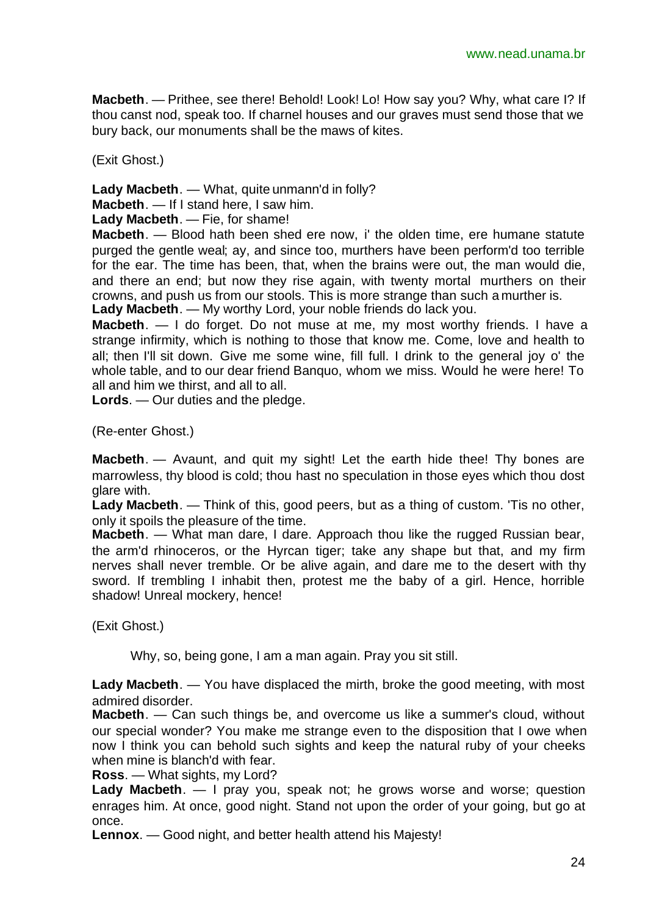**Macbeth**. — Prithee, see there! Behold! Look! Lo! How say you? Why, what care I? If thou canst nod, speak too. If charnel houses and our graves must send those that we bury back, our monuments shall be the maws of kites.

(Exit Ghost.)

**Lady Macbeth**. — What, quite unmann'd in folly?
**Macbeth**. — If I stand here, I saw him.
**Lady Macbeth**. — Fie, for shame!
**Macbeth**. — Blood hath been shed ere now, i' the olden time, ere humane statute purged the gentle weal; ay, and since too, murthers have been perform'd too terrible for the ear. The time has been, that, when the brains were out, the man would die, and there an end; but now they rise again, with twenty mortal murthers on their crowns, and push us from our stools. This is more strange than such a murther is.
**Lady Macbeth**. — My worthy Lord, your noble friends do lack you.
**Macbeth**. — I do forget. Do not muse at me, my most worthy friends. I have a strange infirmity, which is nothing to those that know me. Come, love and health to all; then I'll sit down. Give me some wine, fill full. I drink to the general joy o' the whole table, and to our dear friend Banquo, whom we miss. Would he were here! To all and him we thirst, and all to all.
**Lords**. — Our duties and the pledge.

(Re-enter Ghost.)

**Macbeth**. — Avaunt, and quit my sight! Let the earth hide thee! Thy bones are marrowless, thy blood is cold; thou hast no speculation in those eyes which thou dost glare with.
**Lady Macbeth**. — Think of this, good peers, but as a thing of custom. 'Tis no other, only it spoils the pleasure of the time.
**Macbeth**. — What man dare, I dare. Approach thou like the rugged Russian bear, the arm'd rhinoceros, or the Hyrcan tiger; take any shape but that, and my firm nerves shall never tremble. Or be alive again, and dare me to the desert with thy sword. If trembling I inhabit then, protest me the baby of a girl. Hence, horrible shadow! Unreal mockery, hence!

(Exit Ghost.)

Why, so, being gone, I am a man again. Pray you sit still.

**Lady Macbeth**. — You have displaced the mirth, broke the good meeting, with most admired disorder.
**Macbeth**. — Can such things be, and overcome us like a summer's cloud, without our special wonder? You make me strange even to the disposition that I owe when now I think you can behold such sights and keep the natural ruby of your cheeks when mine is blanch'd with fear.
**Ross**. — What sights, my Lord?
**Lady Macbeth**. — I pray you, speak not; he grows worse and worse; question enrages him. At once, good night. Stand not upon the order of your going, but go at once.
**Lennox**. — Good night, and better health attend his Majesty!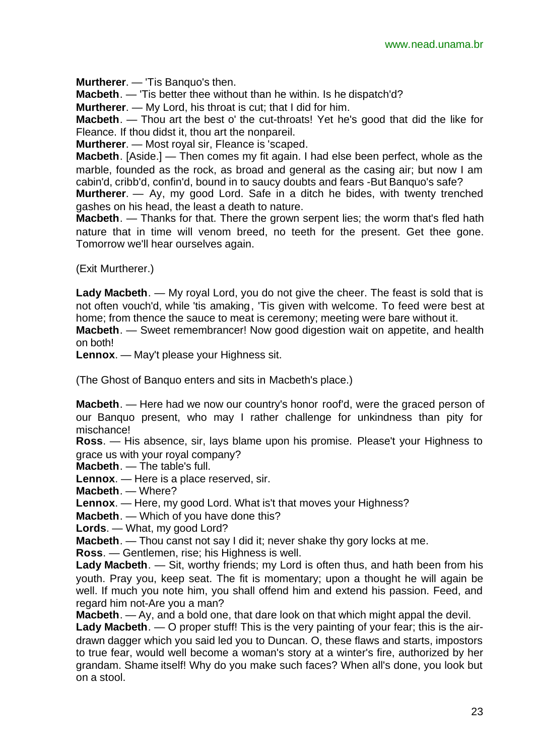**Murtherer**. — 'Tis Banquo's then.

**Macbeth**. — 'Tis better thee without than he within. Is he dispatch'd?

**Murtherer**. — My Lord, his throat is cut; that I did for him.

**Macbeth**. — Thou art the best o' the cut-throats! Yet he's good that did the like for Fleance. If thou didst it, thou art the nonpareil.

**Murtherer**. — Most royal sir, Fleance is 'scaped.

**Macbeth**. [Aside.] — Then comes my fit again. I had else been perfect, whole as the marble, founded as the rock, as broad and general as the casing air; but now I am cabin'd, cribb'd, confin'd, bound in to saucy doubts and fears -But Banquo's safe?

**Murtherer**. — Ay, my good Lord. Safe in a ditch he bides, with twenty trenched gashes on his head, the least a death to nature.

**Macbeth**. — Thanks for that. There the grown serpent lies; the worm that's fled hath nature that in time will venom breed, no teeth for the present. Get thee gone. Tomorrow we'll hear ourselves again.

(Exit Murtherer.)

**Lady Macbeth**. — My royal Lord, you do not give the cheer. The feast is sold that is not often vouch'd, while 'tis amaking, 'Tis given with welcome. To feed were best at home; from thence the sauce to meat is ceremony; meeting were bare without it.

**Macbeth**. — Sweet remembrancer! Now good digestion wait on appetite, and health on both!

**Lennox**. — May't please your Highness sit.

(The Ghost of Banquo enters and sits in Macbeth's place.)

**Macbeth**. — Here had we now our country's honor roof'd, were the graced person of our Banquo present, who may I rather challenge for unkindness than pity for mischance!

**Ross**. — His absence, sir, lays blame upon his promise. Please't your Highness to grace us with your royal company?

**Macbeth**. — The table's full.

**Lennox**. — Here is a place reserved, sir.

**Macbeth**. — Where?

**Lennox**. — Here, my good Lord. What is't that moves your Highness?

**Macbeth**. — Which of you have done this?

**Lords**. — What, my good Lord?

**Macbeth**. — Thou canst not say I did it; never shake thy gory locks at me.

**Ross**. — Gentlemen, rise; his Highness is well.

**Lady Macbeth**. — Sit, worthy friends; my Lord is often thus, and hath been from his youth. Pray you, keep seat. The fit is momentary; upon a thought he will again be well. If much you note him, you shall offend him and extend his passion. Feed, and regard him not-Are you a man?

**Macbeth**. — Ay, and a bold one, that dare look on that which might appal the devil.

**Lady Macbeth**. — O proper stuff! This is the very painting of your fear; this is the air-drawn dagger which you said led you to Duncan. O, these flaws and starts, impostors to true fear, would well become a woman's story at a winter's fire, authorized by her grandam. Shame itself! Why do you make such faces? When all's done, you look but on a stool.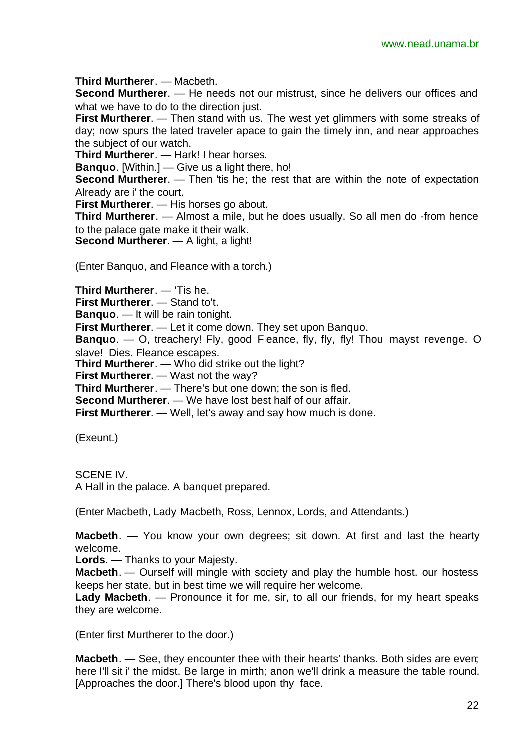**Third Murtherer**. — Macbeth.

**Second Murtherer**. — He needs not our mistrust, since he delivers our offices and what we have to do to the direction just.

**First Murtherer**. — Then stand with us. The west yet glimmers with some streaks of day; now spurs the lated traveler apace to gain the timely inn, and near approaches the subject of our watch.

**Third Murtherer**. — Hark! I hear horses.

**Banquo**. [Within.] — Give us a light there, ho!

**Second Murtherer**. — Then 'tis he; the rest that are within the note of expectation Already are i' the court.

**First Murtherer**. — His horses go about.

**Third Murtherer**. — Almost a mile, but he does usually. So all men do -from hence to the palace gate make it their walk.

**Second Murtherer**. — A light, a light!

(Enter Banquo, and Fleance with a torch.)

**Third Murtherer**. — 'Tis he.

**First Murtherer**. — Stand to't.

**Banquo**. — It will be rain tonight.

**First Murtherer**. — Let it come down. They set upon Banquo.

**Banquo**. — O, treachery! Fly, good Fleance, fly, fly, fly! Thou mayst revenge. O slave! Dies. Fleance escapes.

**Third Murtherer**. — Who did strike out the light?

**First Murtherer**. — Wast not the way?

**Third Murtherer**. — There's but one down; the son is fled.

**Second Murtherer**. — We have lost best half of our affair.

**First Murtherer**. — Well, let's away and say how much is done.

(Exeunt.)

SCENE IV.

A Hall in the palace. A banquet prepared.

(Enter Macbeth, Lady Macbeth, Ross, Lennox, Lords, and Attendants.)

**Macbeth**. — You know your own degrees; sit down. At first and last the hearty welcome.

**Lords**. — Thanks to your Majesty.

**Macbeth**. — Ourself will mingle with society and play the humble host. our hostess keeps her state, but in best time we will require her welcome.

**Lady Macbeth**. — Pronounce it for me, sir, to all our friends, for my heart speaks they are welcome.

(Enter first Murtherer to the door.)

**Macbeth**. — See, they encounter thee with their hearts' thanks. Both sides are even; here I'll sit i' the midst. Be large in mirth; anon we'll drink a measure the table round. [Approaches the door.] There's blood upon thy face.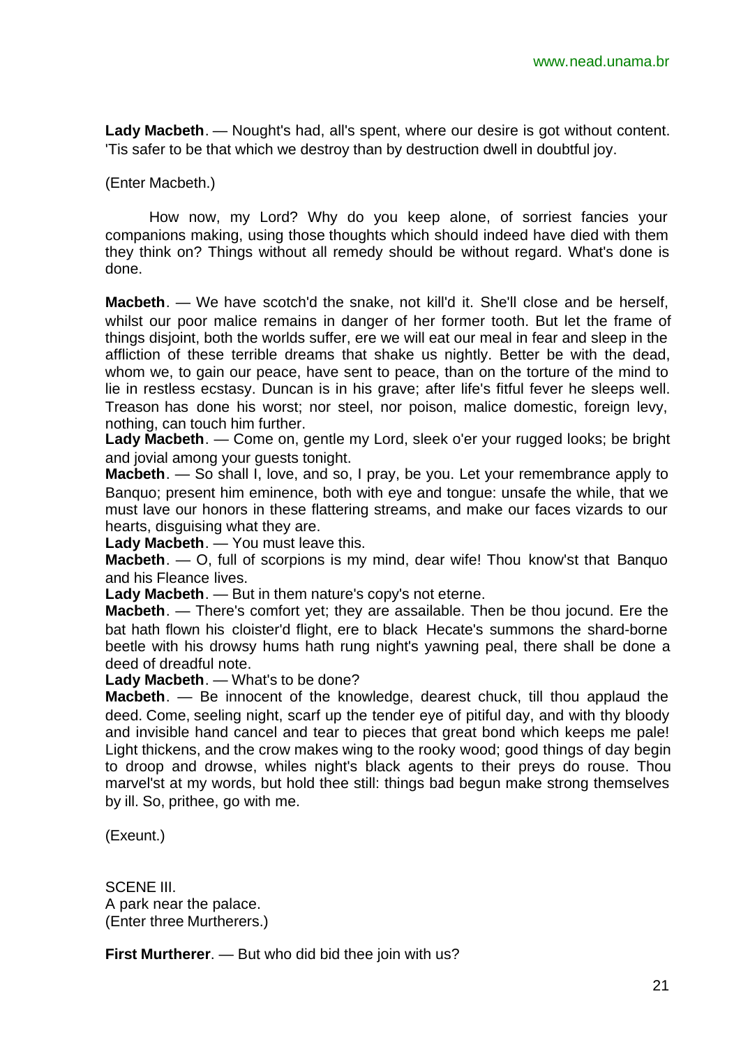**Lady Macbeth**. — Nought's had, all's spent, where our desire is got without content. 'Tis safer to be that which we destroy than by destruction dwell in doubtful joy.

(Enter Macbeth.)

How now, my Lord? Why do you keep alone, of sorriest fancies your companions making, using those thoughts which should indeed have died with them they think on? Things without all remedy should be without regard. What's done is done.

**Macbeth**. — We have scotch'd the snake, not kill'd it. She'll close and be herself, whilst our poor malice remains in danger of her former tooth. But let the frame of things disjoint, both the worlds suffer, ere we will eat our meal in fear and sleep in the affliction of these terrible dreams that shake us nightly. Better be with the dead, whom we, to gain our peace, have sent to peace, than on the torture of the mind to lie in restless ecstasy. Duncan is in his grave; after life's fitful fever he sleeps well. Treason has done his worst; nor steel, nor poison, malice domestic, foreign levy, nothing, can touch him further.

**Lady Macbeth**. — Come on, gentle my Lord, sleek o'er your rugged looks; be bright and jovial among your guests tonight.

**Macbeth**. — So shall I, love, and so, I pray, be you. Let your remembrance apply to Banquo; present him eminence, both with eye and tongue: unsafe the while, that we must lave our honors in these flattering streams, and make our faces vizards to our hearts, disguising what they are.

**Lady Macbeth**. — You must leave this.

**Macbeth**. — O, full of scorpions is my mind, dear wife! Thou know'st that Banquo and his Fleance lives.

**Lady Macbeth**. — But in them nature's copy's not eterne.

**Macbeth**. — There's comfort yet; they are assailable. Then be thou jocund. Ere the bat hath flown his cloister'd flight, ere to black Hecate's summons the shard-borne beetle with his drowsy hums hath rung night's yawning peal, there shall be done a deed of dreadful note.

**Lady Macbeth**. — What's to be done?

**Macbeth**. — Be innocent of the knowledge, dearest chuck, till thou applaud the deed. Come, seeling night, scarf up the tender eye of pitiful day, and with thy bloody and invisible hand cancel and tear to pieces that great bond which keeps me pale! Light thickens, and the crow makes wing to the rooky wood; good things of day begin to droop and drowse, whiles night's black agents to their preys do rouse. Thou marvel'st at my words, but hold thee still: things bad begun make strong themselves by ill. So, prithee, go with me.

(Exeunt.)

SCENE III.
A park near the palace.
(Enter three Murtherers.)

**First Murtherer**. — But who did bid thee join with us?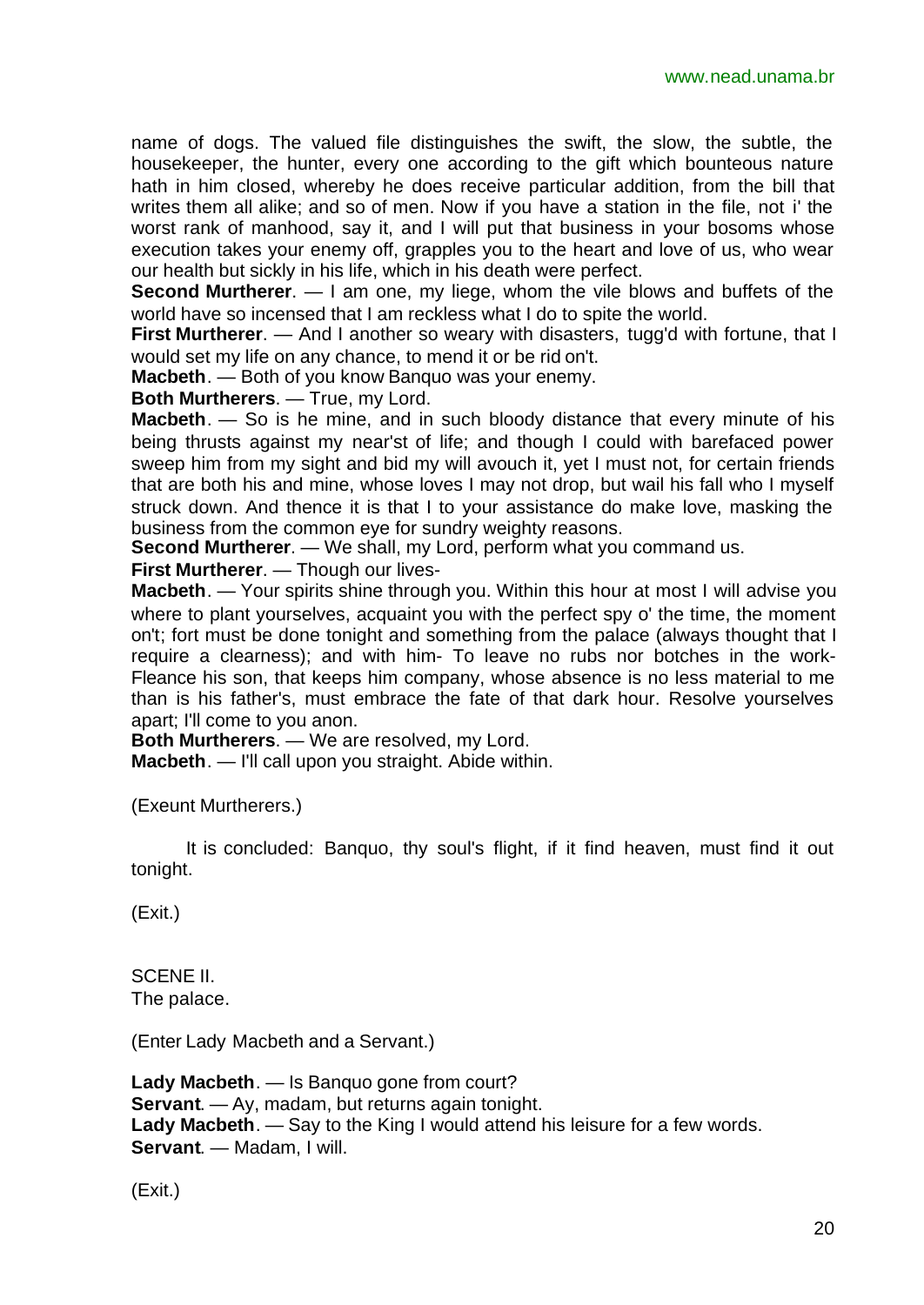name of dogs. The valued file distinguishes the swift, the slow, the subtle, the housekeeper, the hunter, every one according to the gift which bounteous nature hath in him closed, whereby he does receive particular addition, from the bill that writes them all alike; and so of men. Now if you have a station in the file, not i' the worst rank of manhood, say it, and I will put that business in your bosoms whose execution takes your enemy off, grapples you to the heart and love of us, who wear our health but sickly in his life, which in his death were perfect.

**Second Murtherer**. — I am one, my liege, whom the vile blows and buffets of the world have so incensed that I am reckless what I do to spite the world.

**First Murtherer**. — And I another so weary with disasters, tugg'd with fortune, that I would set my life on any chance, to mend it or be rid on't.

**Macbeth**. — Both of you know Banquo was your enemy.

**Both Murtherers**. — True, my Lord.

**Macbeth**. — So is he mine, and in such bloody distance that every minute of his being thrusts against my near'st of life; and though I could with barefaced power sweep him from my sight and bid my will avouch it, yet I must not, for certain friends that are both his and mine, whose loves I may not drop, but wail his fall who I myself struck down. And thence it is that I to your assistance do make love, masking the business from the common eye for sundry weighty reasons.

**Second Murtherer**. — We shall, my Lord, perform what you command us.

**First Murtherer**. — Though our lives-

**Macbeth**. — Your spirits shine through you. Within this hour at most I will advise you where to plant yourselves, acquaint you with the perfect spy o' the time, the moment on't; fort must be done tonight and something from the palace (always thought that I require a clearness); and with him- To leave no rubs nor botches in the work- Fleance his son, that keeps him company, whose absence is no less material to me than is his father's, must embrace the fate of that dark hour. Resolve yourselves apart; I'll come to you anon.

**Both Murtherers**. — We are resolved, my Lord.

**Macbeth**. — I'll call upon you straight. Abide within.

(Exeunt Murtherers.)

It is concluded: Banquo, thy soul's flight, if it find heaven, must find it out tonight.

(Exit.)

SCENE II.
The palace.

(Enter Lady Macbeth and a Servant.)

**Lady Macbeth**. — Is Banquo gone from court?

**Servant**. — Ay, madam, but returns again tonight.

**Lady Macbeth**. — Say to the King I would attend his leisure for a few words.

**Servant**. — Madam, I will.

(Exit.)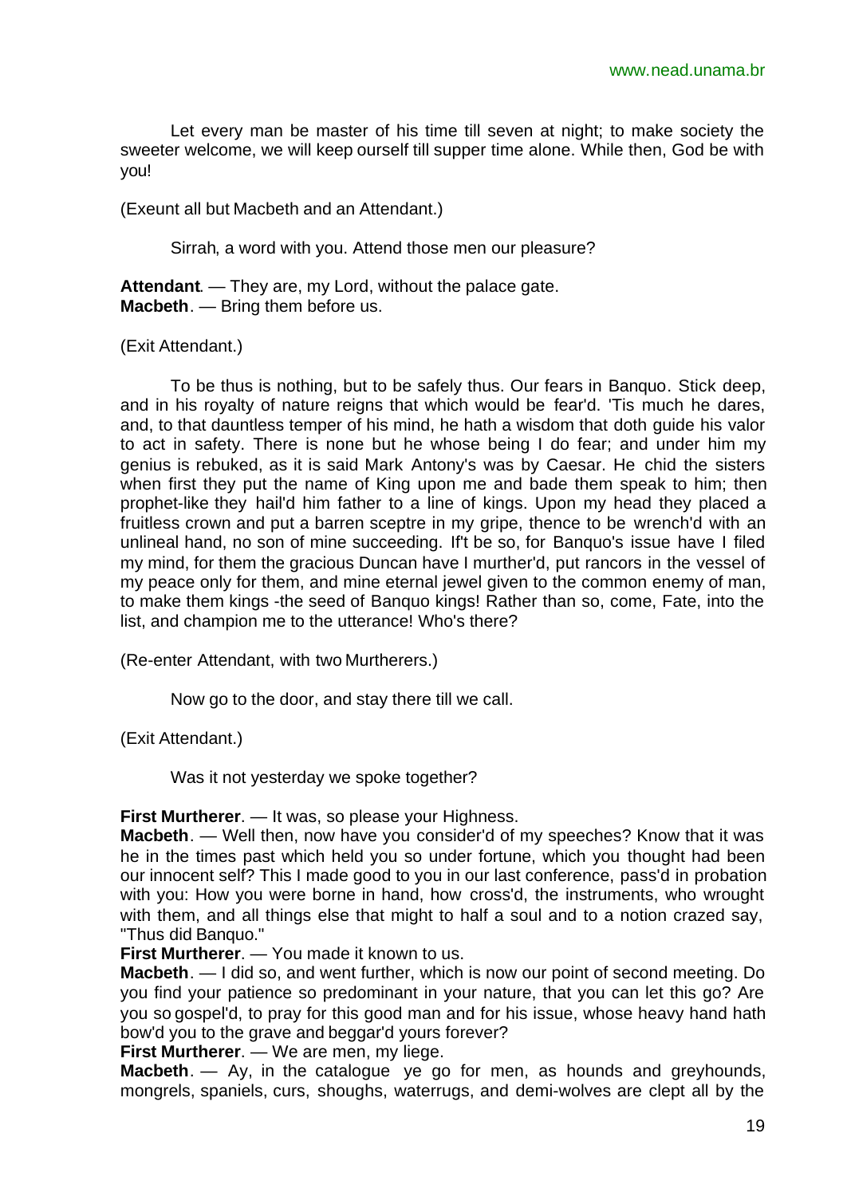Let every man be master of his time till seven at night; to make society the sweeter welcome, we will keep ourself till supper time alone. While then, God be with you!

(Exeunt all but Macbeth and an Attendant.)

Sirrah, a word with you. Attend those men our pleasure?

**Attendant**. — They are, my Lord, without the palace gate.
**Macbeth**. — Bring them before us.

(Exit Attendant.)

To be thus is nothing, but to be safely thus. Our fears in Banquo. Stick deep, and in his royalty of nature reigns that which would be fear'd. 'Tis much he dares, and, to that dauntless temper of his mind, he hath a wisdom that doth guide his valor to act in safety. There is none but he whose being I do fear; and under him my genius is rebuked, as it is said Mark Antony's was by Caesar. He chid the sisters when first they put the name of King upon me and bade them speak to him; then prophet-like they hail'd him father to a line of kings. Upon my head they placed a fruitless crown and put a barren sceptre in my gripe, thence to be wrench'd with an unlineal hand, no son of mine succeeding. If't be so, for Banquo's issue have I filed my mind, for them the gracious Duncan have I murther'd, put rancors in the vessel of my peace only for them, and mine eternal jewel given to the common enemy of man, to make them kings -the seed of Banquo kings! Rather than so, come, Fate, into the list, and champion me to the utterance! Who's there?

(Re-enter Attendant, with two Murtherers.)

Now go to the door, and stay there till we call.

(Exit Attendant.)

Was it not yesterday we spoke together?

**First Murtherer**. — It was, so please your Highness.
**Macbeth**. — Well then, now have you consider'd of my speeches? Know that it was he in the times past which held you so under fortune, which you thought had been our innocent self? This I made good to you in our last conference, pass'd in probation with you: How you were borne in hand, how cross'd, the instruments, who wrought with them, and all things else that might to half a soul and to a notion crazed say, "Thus did Banquo."
**First Murtherer**. — You made it known to us.
**Macbeth**. — I did so, and went further, which is now our point of second meeting. Do you find your patience so predominant in your nature, that you can let this go? Are you so gospel'd, to pray for this good man and for his issue, whose heavy hand hath bow'd you to the grave and beggar'd yours forever?
**First Murtherer**. — We are men, my liege.
**Macbeth**. — Ay, in the catalogue ye go for men, as hounds and greyhounds, mongrels, spaniels, curs, shoughs, waterrugs, and demi-wolves are clept all by the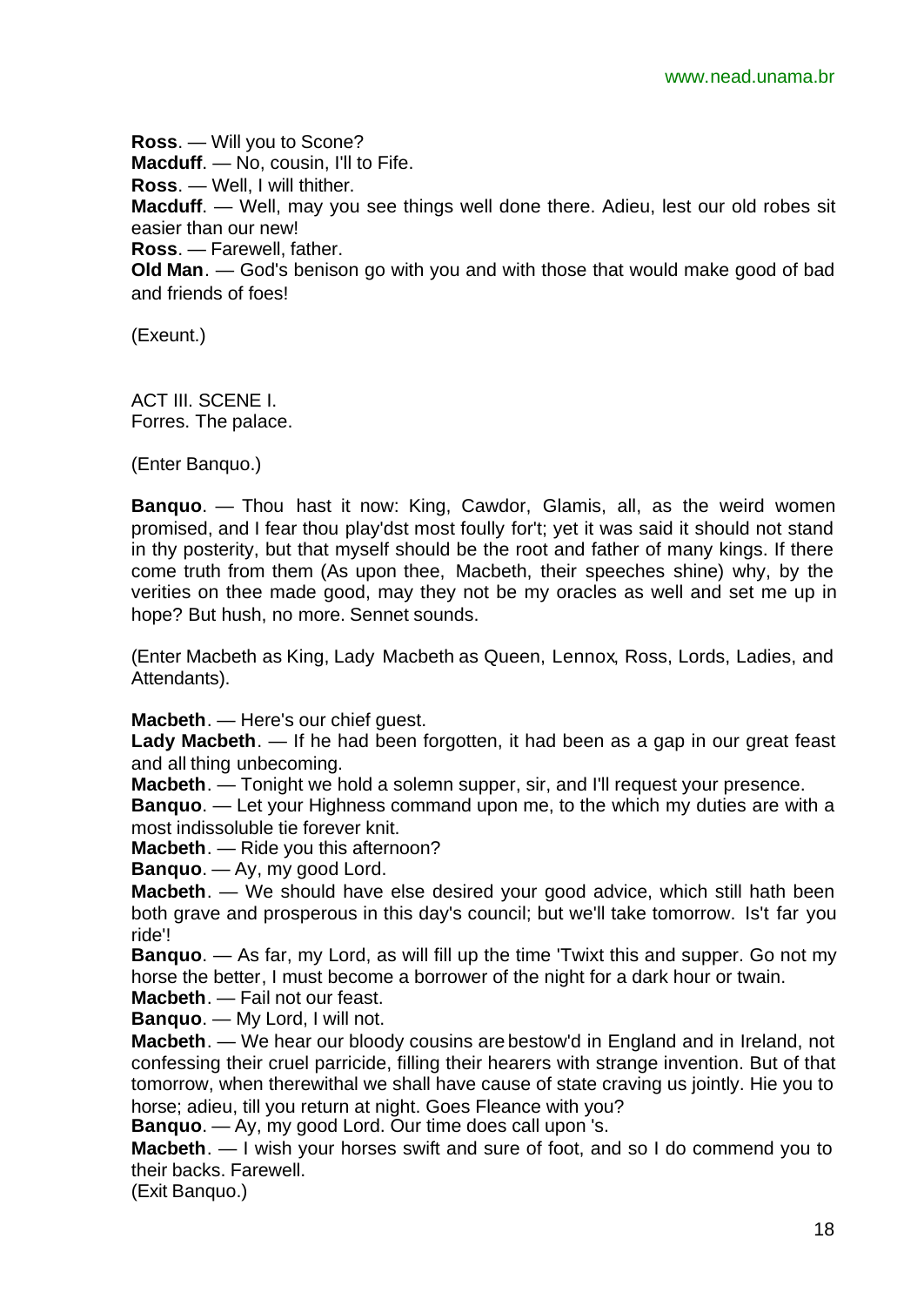**Ross**. — Will you to Scone?

**Macduff**. — No, cousin, I'll to Fife.

**Ross**. — Well, I will thither.

**Macduff**. — Well, may you see things well done there. Adieu, lest our old robes sit easier than our new!

**Ross**. — Farewell, father.

**Old Man**. — God's benison go with you and with those that would make good of bad and friends of foes!

(Exeunt.)

ACT III. SCENE I.
Forres. The palace.

(Enter Banquo.)

**Banquo**. — Thou hast it now: King, Cawdor, Glamis, all, as the weird women promised, and I fear thou play'dst most foully for't; yet it was said it should not stand in thy posterity, but that myself should be the root and father of many kings. If there come truth from them (As upon thee, Macbeth, their speeches shine) why, by the verities on thee made good, may they not be my oracles as well and set me up in hope? But hush, no more. Sennet sounds.

(Enter Macbeth as King, Lady Macbeth as Queen, Lennox, Ross, Lords, Ladies, and Attendants).

**Macbeth**. — Here's our chief guest.

**Lady Macbeth**. — If he had been forgotten, it had been as a gap in our great feast and all thing unbecoming.

**Macbeth**. — Tonight we hold a solemn supper, sir, and I'll request your presence.

**Banquo**. — Let your Highness command upon me, to the which my duties are with a most indissoluble tie forever knit.

**Macbeth**. — Ride you this afternoon?

**Banquo**. — Ay, my good Lord.

**Macbeth**. — We should have else desired your good advice, which still hath been both grave and prosperous in this day's council; but we'll take tomorrow. Is't far you ride'!

**Banquo**. — As far, my Lord, as will fill up the time 'Twixt this and supper. Go not my horse the better, I must become a borrower of the night for a dark hour or twain.

**Macbeth**. — Fail not our feast.

**Banquo**. — My Lord, I will not.

**Macbeth**. — We hear our bloody cousins are bestow'd in England and in Ireland, not confessing their cruel parricide, filling their hearers with strange invention. But of that tomorrow, when therewithal we shall have cause of state craving us jointly. Hie you to horse; adieu, till you return at night. Goes Fleance with you?

**Banquo**. — Ay, my good Lord. Our time does call upon 's.

**Macbeth**. — I wish your horses swift and sure of foot, and so I do commend you to their backs. Farewell.

(Exit Banquo.)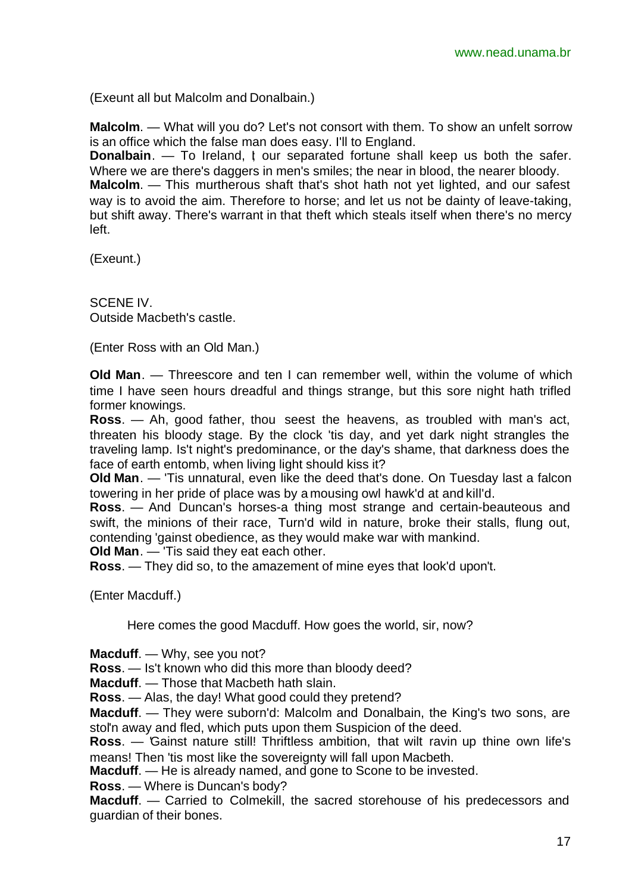(Exeunt all but Malcolm and Donalbain.)

**Malcolm**. — What will you do? Let's not consort with them. To show an unfelt sorrow is an office which the false man does easy. I'll to England.
**Donalbain**. — To Ireland, I; our separated fortune shall keep us both the safer. Where we are there's daggers in men's smiles; the near in blood, the nearer bloody.
**Malcolm**. — This murtherous shaft that's shot hath not yet lighted, and our safest way is to avoid the aim. Therefore to horse; and let us not be dainty of leave-taking, but shift away. There's warrant in that theft which steals itself when there's no mercy left.

(Exeunt.)

SCENE IV.
Outside Macbeth's castle.

(Enter Ross with an Old Man.)

**Old Man**. — Threescore and ten I can remember well, within the volume of which time I have seen hours dreadful and things strange, but this sore night hath trifled former knowings.
**Ross**. — Ah, good father, thou seest the heavens, as troubled with man's act, threaten his bloody stage. By the clock 'tis day, and yet dark night strangles the traveling lamp. Is't night's predominance, or the day's shame, that darkness does the face of earth entomb, when living light should kiss it?
**Old Man**. — 'Tis unnatural, even like the deed that's done. On Tuesday last a falcon towering in her pride of place was by a mousing owl hawk'd at and kill'd.
**Ross**. — And Duncan's horses-a thing most strange and certain-beauteous and swift, the minions of their race, Turn'd wild in nature, broke their stalls, flung out, contending 'gainst obedience, as they would make war with mankind.
**Old Man**. — 'Tis said they eat each other.
**Ross**. — They did so, to the amazement of mine eyes that look'd upon't.

(Enter Macduff.)

Here comes the good Macduff. How goes the world, sir, now?

**Macduff**. — Why, see you not?
**Ross**. — Is't known who did this more than bloody deed?
**Macduff**. — Those that Macbeth hath slain.
**Ross**. — Alas, the day! What good could they pretend?
**Macduff**. — They were suborn'd: Malcolm and Donalbain, the King's two sons, are stol'n away and fled, which puts upon them Suspicion of the deed.
**Ross**. — 'Gainst nature still! Thriftless ambition, that wilt ravin up thine own life's means! Then 'tis most like the sovereignty will fall upon Macbeth.
**Macduff**. — He is already named, and gone to Scone to be invested.
**Ross**. — Where is Duncan's body?
**Macduff**. — Carried to Colmekill, the sacred storehouse of his predecessors and guardian of their bones.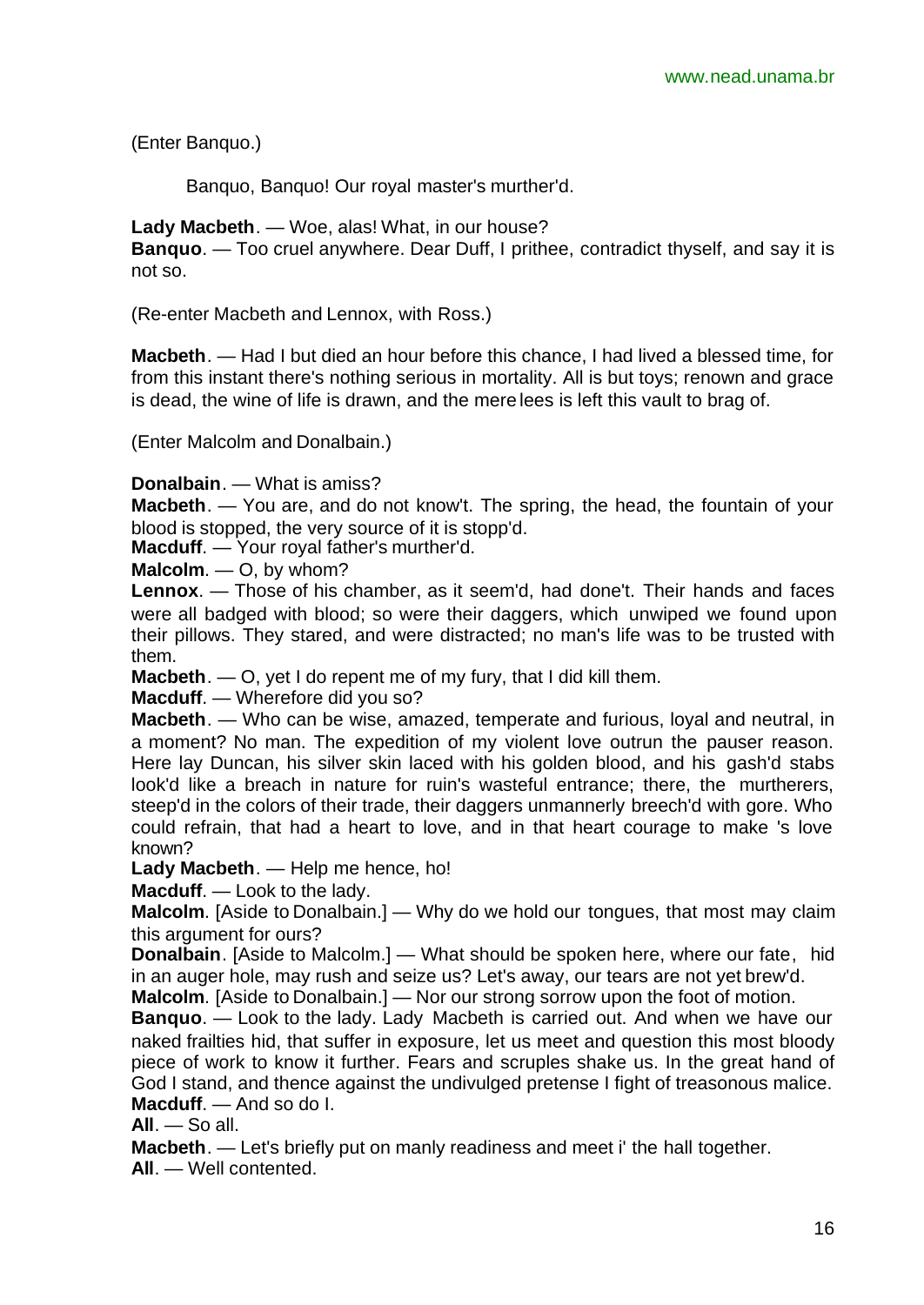(Enter Banquo.)

Banquo, Banquo! Our royal master's murther'd.

**Lady Macbeth**. — Woe, alas! What, in our house?
**Banquo**. — Too cruel anywhere. Dear Duff, I prithee, contradict thyself, and say it is not so.

(Re-enter Macbeth and Lennox, with Ross.)

**Macbeth**. — Had I but died an hour before this chance, I had lived a blessed time, for from this instant there's nothing serious in mortality. All is but toys; renown and grace is dead, the wine of life is drawn, and the mere lees is left this vault to brag of.

(Enter Malcolm and Donalbain.)

**Donalbain**. — What is amiss?
**Macbeth**. — You are, and do not know't. The spring, the head, the fountain of your blood is stopped, the very source of it is stopp'd.
**Macduff**. — Your royal father's murther'd.
**Malcolm**. — O, by whom?
**Lennox**. — Those of his chamber, as it seem'd, had done't. Their hands and faces were all badged with blood; so were their daggers, which unwiped we found upon their pillows. They stared, and were distracted; no man's life was to be trusted with them.
**Macbeth**. — O, yet I do repent me of my fury, that I did kill them.
**Macduff**. — Wherefore did you so?
**Macbeth**. — Who can be wise, amazed, temperate and furious, loyal and neutral, in a moment? No man. The expedition of my violent love outrun the pauser reason. Here lay Duncan, his silver skin laced with his golden blood, and his gash'd stabs look'd like a breach in nature for ruin's wasteful entrance; there, the murtherers, steep'd in the colors of their trade, their daggers unmannerly breech'd with gore. Who could refrain, that had a heart to love, and in that heart courage to make 's love known?
**Lady Macbeth**. — Help me hence, ho!
**Macduff**. — Look to the lady.
**Malcolm**. [Aside to Donalbain.] — Why do we hold our tongues, that most may claim this argument for ours?
**Donalbain**. [Aside to Malcolm.] — What should be spoken here, where our fate, hid in an auger hole, may rush and seize us? Let's away, our tears are not yet brew'd.
**Malcolm**. [Aside to Donalbain.] — Nor our strong sorrow upon the foot of motion.
**Banquo**. — Look to the lady. Lady Macbeth is carried out. And when we have our naked frailties hid, that suffer in exposure, let us meet and question this most bloody piece of work to know it further. Fears and scruples shake us. In the great hand of God I stand, and thence against the undivulged pretense I fight of treasonous malice.
**Macduff**. — And so do I.
**All**. — So all.
**Macbeth**. — Let's briefly put on manly readiness and meet i' the hall together.
**All**. — Well contented.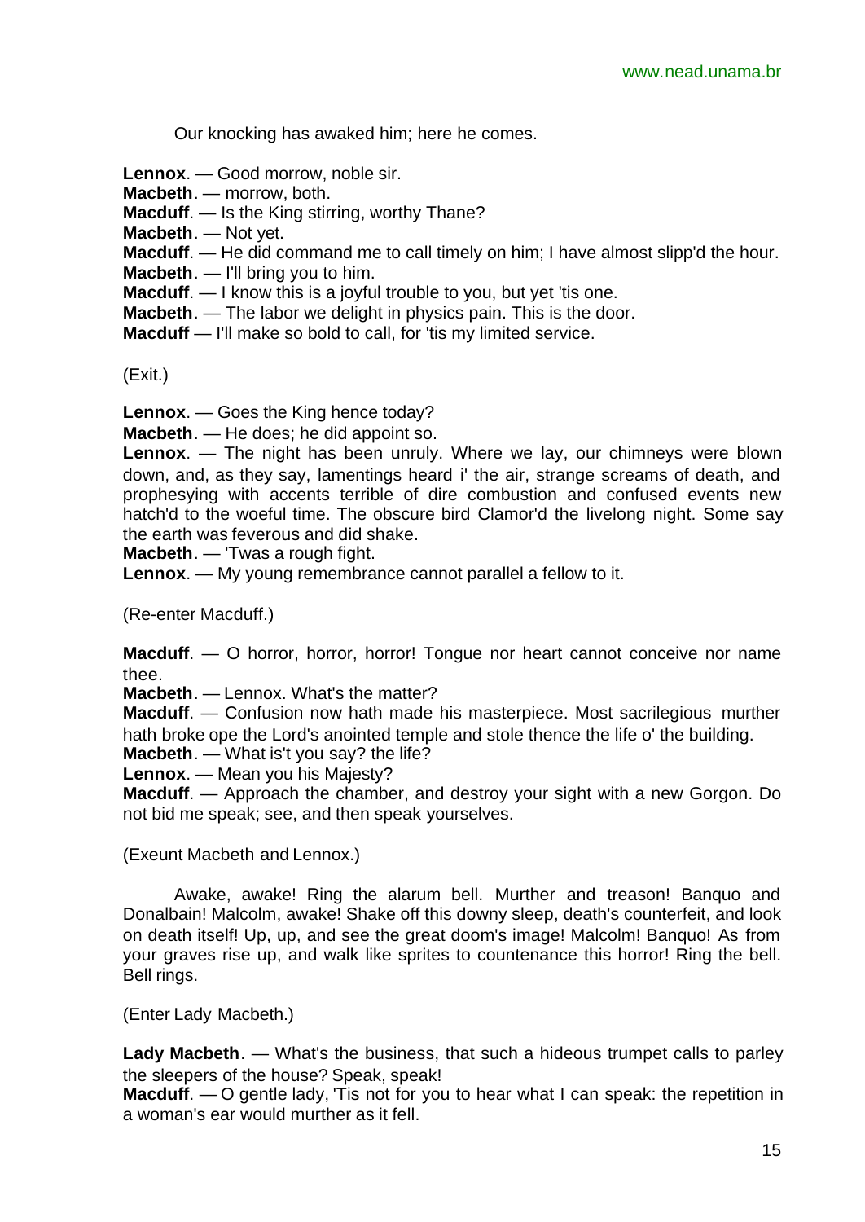Our knocking has awaked him; here he comes.

**Lennox**. — Good morrow, noble sir.
**Macbeth**. — morrow, both.
**Macduff**. — Is the King stirring, worthy Thane?
**Macbeth**. — Not yet.
**Macduff**. — He did command me to call timely on him; I have almost slipp'd the hour.
**Macbeth**. — I'll bring you to him.
**Macduff**. — I know this is a joyful trouble to you, but yet 'tis one.
**Macbeth**. — The labor we delight in physics pain. This is the door.
**Macduff** — I'll make so bold to call, for 'tis my limited service.

(Exit.)

**Lennox**. — Goes the King hence today?
**Macbeth**. — He does; he did appoint so.
**Lennox**. — The night has been unruly. Where we lay, our chimneys were blown down, and, as they say, lamentings heard i' the air, strange screams of death, and prophesying with accents terrible of dire combustion and confused events new hatch'd to the woeful time. The obscure bird Clamor'd the livelong night. Some say the earth was feverous and did shake.
**Macbeth**. — 'Twas a rough fight.
**Lennox**. — My young remembrance cannot parallel a fellow to it.

(Re-enter Macduff.)

**Macduff**. — O horror, horror, horror! Tongue nor heart cannot conceive nor name thee.
**Macbeth**. — Lennox. What's the matter?
**Macduff**. — Confusion now hath made his masterpiece. Most sacrilegious murther hath broke ope the Lord's anointed temple and stole thence the life o' the building.
**Macbeth**. — What is't you say? the life?
**Lennox**. — Mean you his Majesty?
**Macduff**. — Approach the chamber, and destroy your sight with a new Gorgon. Do not bid me speak; see, and then speak yourselves.

(Exeunt Macbeth and Lennox.)

Awake, awake! Ring the alarum bell. Murther and treason! Banquo and Donalbain! Malcolm, awake! Shake off this downy sleep, death's counterfeit, and look on death itself! Up, up, and see the great doom's image! Malcolm! Banquo! As from your graves rise up, and walk like sprites to countenance this horror! Ring the bell. Bell rings.

(Enter Lady Macbeth.)

**Lady Macbeth**. — What's the business, that such a hideous trumpet calls to parley the sleepers of the house? Speak, speak!
**Macduff**. — O gentle lady, 'Tis not for you to hear what I can speak: the repetition in a woman's ear would murther as it fell.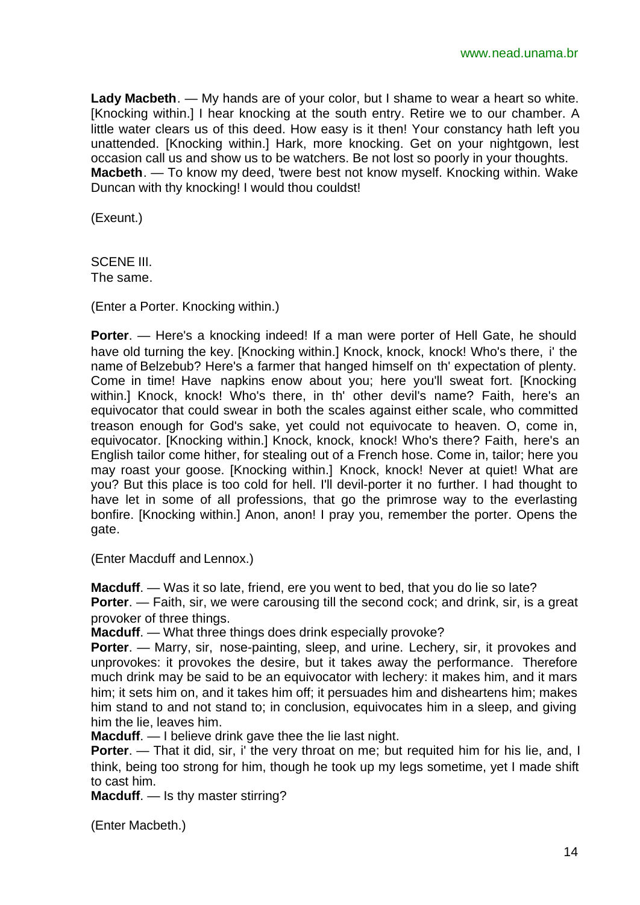**Lady Macbeth**. — My hands are of your color, but I shame to wear a heart so white. [Knocking within.] I hear knocking at the south entry. Retire we to our chamber. A little water clears us of this deed. How easy is it then! Your constancy hath left you unattended. [Knocking within.] Hark, more knocking. Get on your nightgown, lest occasion call us and show us to be watchers. Be not lost so poorly in your thoughts.
**Macbeth**. — To know my deed, 'twere best not know myself. Knocking within. Wake Duncan with thy knocking! I would thou couldst!

(Exeunt.)

SCENE III.
The same.

(Enter a Porter. Knocking within.)

**Porter**. — Here's a knocking indeed! If a man were porter of Hell Gate, he should have old turning the key. [Knocking within.] Knock, knock, knock! Who's there, i' the name of Belzebub? Here's a farmer that hanged himself on th' expectation of plenty. Come in time! Have napkins enow about you; here you'll sweat fort. [Knocking within.] Knock, knock! Who's there, in th' other devil's name? Faith, here's an equivocator that could swear in both the scales against either scale, who committed treason enough for God's sake, yet could not equivocate to heaven. O, come in, equivocator. [Knocking within.] Knock, knock, knock! Who's there? Faith, here's an English tailor come hither, for stealing out of a French hose. Come in, tailor; here you may roast your goose. [Knocking within.] Knock, knock! Never at quiet! What are you? But this place is too cold for hell. I'll devil-porter it no further. I had thought to have let in some of all professions, that go the primrose way to the everlasting bonfire. [Knocking within.] Anon, anon! I pray you, remember the porter. Opens the gate.

(Enter Macduff and Lennox.)

**Macduff**. — Was it so late, friend, ere you went to bed, that you do lie so late?
**Porter**. — Faith, sir, we were carousing till the second cock; and drink, sir, is a great provoker of three things.
**Macduff**. — What three things does drink especially provoke?
**Porter**. — Marry, sir, nose-painting, sleep, and urine. Lechery, sir, it provokes and unprovokes: it provokes the desire, but it takes away the performance. Therefore much drink may be said to be an equivocator with lechery: it makes him, and it mars him; it sets him on, and it takes him off; it persuades him and disheartens him; makes him stand to and not stand to; in conclusion, equivocates him in a sleep, and giving him the lie, leaves him.
**Macduff**. — I believe drink gave thee the lie last night.
**Porter**. — That it did, sir, i' the very throat on me; but requited him for his lie, and, I think, being too strong for him, though he took up my legs sometime, yet I made shift to cast him.
**Macduff**. — Is thy master stirring?

(Enter Macbeth.)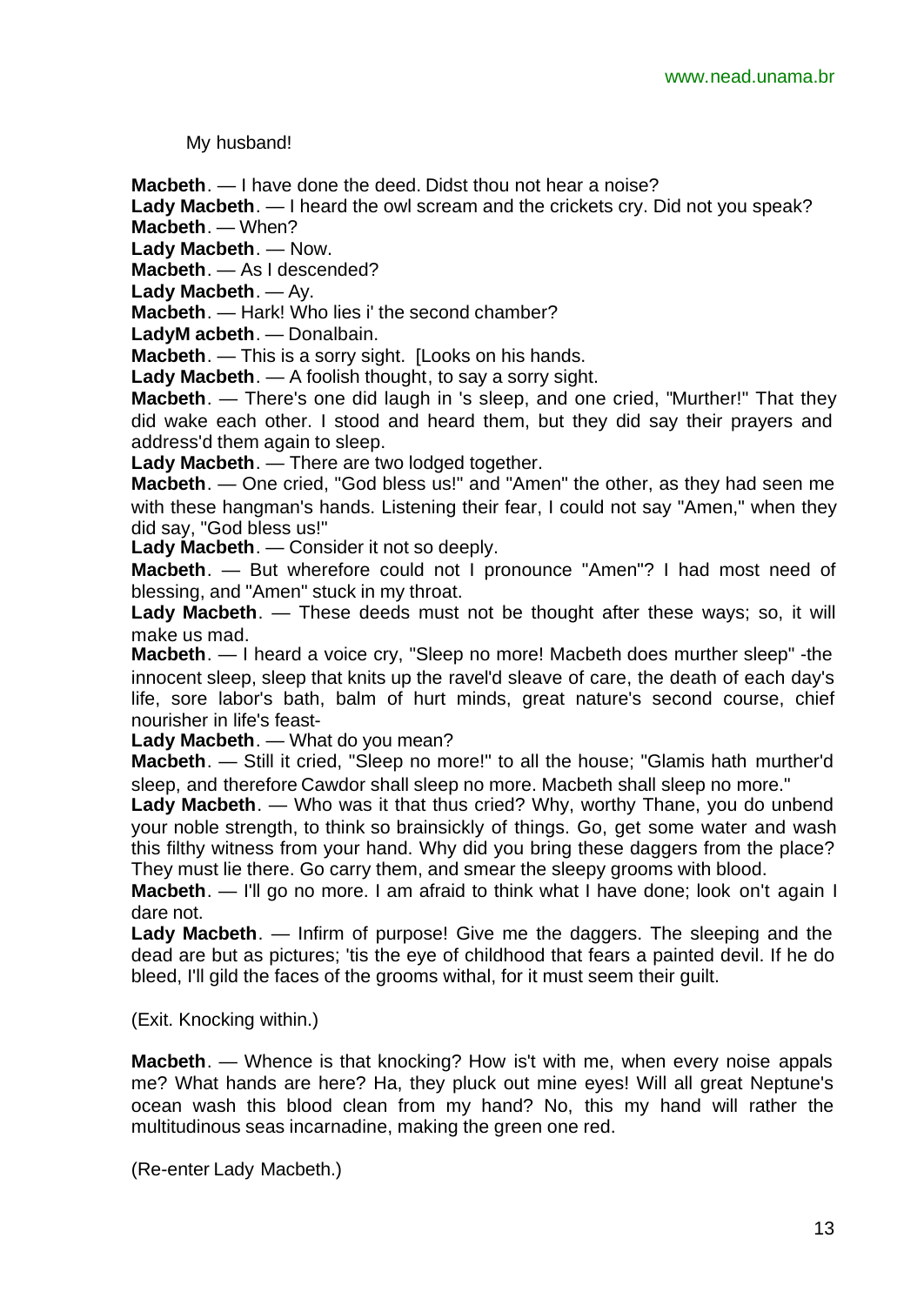My husband!

**Macbeth**. — I have done the deed. Didst thou not hear a noise?

**Lady Macbeth**. — I heard the owl scream and the crickets cry. Did not you speak?

**Macbeth**. — When?

**Lady Macbeth**. — Now.

**Macbeth**. — As I descended?

**Lady Macbeth**. — Ay.

**Macbeth**. — Hark! Who lies i' the second chamber?

**LadyM acbeth**. — Donalbain.

**Macbeth**. — This is a sorry sight. [Looks on his hands.

**Lady Macbeth**. — A foolish thought, to say a sorry sight.

**Macbeth**. — There's one did laugh in 's sleep, and one cried, "Murther!" That they did wake each other. I stood and heard them, but they did say their prayers and address'd them again to sleep.

**Lady Macbeth**. — There are two lodged together.

**Macbeth**. — One cried, "God bless us!" and "Amen" the other, as they had seen me with these hangman's hands. Listening their fear, I could not say "Amen," when they did say, "God bless us!"

**Lady Macbeth**. — Consider it not so deeply.

**Macbeth**. — But wherefore could not I pronounce "Amen"? I had most need of blessing, and "Amen" stuck in my throat.

**Lady Macbeth**. — These deeds must not be thought after these ways; so, it will make us mad.

**Macbeth**. — I heard a voice cry, "Sleep no more! Macbeth does murther sleep" -the innocent sleep, sleep that knits up the ravel'd sleave of care, the death of each day's life, sore labor's bath, balm of hurt minds, great nature's second course, chief nourisher in life's feast-

**Lady Macbeth**. — What do you mean?

**Macbeth**. — Still it cried, "Sleep no more!" to all the house; "Glamis hath murther'd sleep, and therefore Cawdor shall sleep no more. Macbeth shall sleep no more."

**Lady Macbeth**. — Who was it that thus cried? Why, worthy Thane, you do unbend your noble strength, to think so brainsickly of things. Go, get some water and wash this filthy witness from your hand. Why did you bring these daggers from the place? They must lie there. Go carry them, and smear the sleepy grooms with blood.

**Macbeth**. — I'll go no more. I am afraid to think what I have done; look on't again I dare not.

**Lady Macbeth**. — Infirm of purpose! Give me the daggers. The sleeping and the dead are but as pictures; 'tis the eye of childhood that fears a painted devil. If he do bleed, I'll gild the faces of the grooms withal, for it must seem their guilt.

(Exit. Knocking within.)

**Macbeth**. — Whence is that knocking? How is't with me, when every noise appals me? What hands are here? Ha, they pluck out mine eyes! Will all great Neptune's ocean wash this blood clean from my hand? No, this my hand will rather the multitudinous seas incarnadine, making the green one red.

(Re-enter Lady Macbeth.)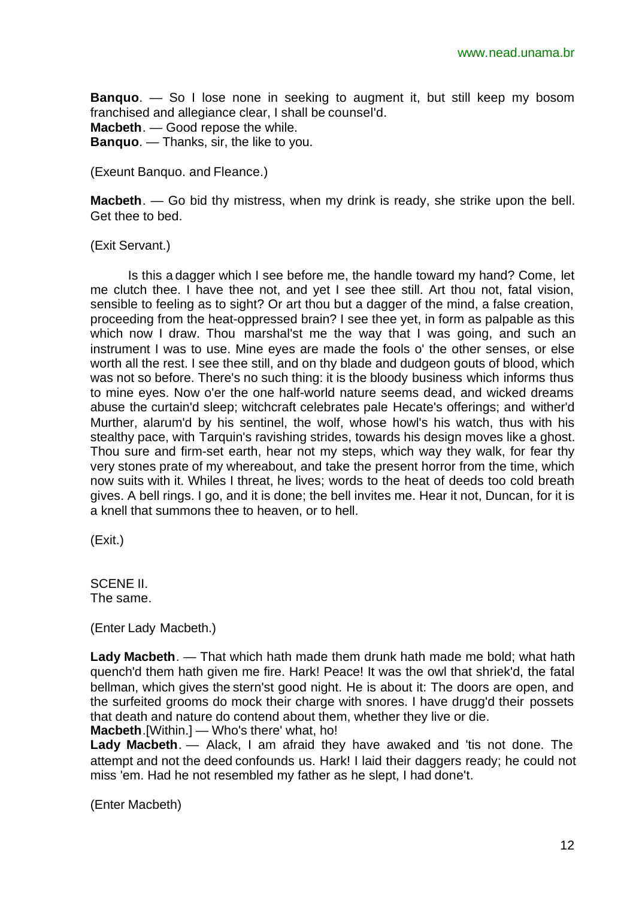**Banquo**. — So I lose none in seeking to augment it, but still keep my bosom franchised and allegiance clear, I shall be counsel'd.
**Macbeth**. — Good repose the while.
**Banquo**. — Thanks, sir, the like to you.

(Exeunt Banquo. and Fleance.)

**Macbeth**. — Go bid thy mistress, when my drink is ready, she strike upon the bell. Get thee to bed.

(Exit Servant.)

Is this a dagger which I see before me, the handle toward my hand? Come, let me clutch thee. I have thee not, and yet I see thee still. Art thou not, fatal vision, sensible to feeling as to sight? Or art thou but a dagger of the mind, a false creation, proceeding from the heat-oppressed brain? I see thee yet, in form as palpable as this which now I draw. Thou marshal'st me the way that I was going, and such an instrument I was to use. Mine eyes are made the fools o' the other senses, or else worth all the rest. I see thee still, and on thy blade and dudgeon gouts of blood, which was not so before. There's no such thing: it is the bloody business which informs thus to mine eyes. Now o'er the one half-world nature seems dead, and wicked dreams abuse the curtain'd sleep; witchcraft celebrates pale Hecate's offerings; and wither'd Murther, alarum'd by his sentinel, the wolf, whose howl's his watch, thus with his stealthy pace, with Tarquin's ravishing strides, towards his design moves like a ghost. Thou sure and firm-set earth, hear not my steps, which way they walk, for fear thy very stones prate of my whereabout, and take the present horror from the time, which now suits with it. Whiles I threat, he lives; words to the heat of deeds too cold breath gives. A bell rings. I go, and it is done; the bell invites me. Hear it not, Duncan, for it is a knell that summons thee to heaven, or to hell.

(Exit.)

SCENE II.
The same.

(Enter Lady Macbeth.)

**Lady Macbeth**. — That which hath made them drunk hath made me bold; what hath quench'd them hath given me fire. Hark! Peace! It was the owl that shriek'd, the fatal bellman, which gives the stern'st good night. He is about it: The doors are open, and the surfeited grooms do mock their charge with snores. I have drugg'd their possets that death and nature do contend about them, whether they live or die.
**Macbeth**.[Within.] — Who's there' what, ho!
**Lady Macbeth**. — Alack, I am afraid they have awaked and 'tis not done. The attempt and not the deed confounds us. Hark! I laid their daggers ready; he could not miss 'em. Had he not resembled my father as he slept, I had done't.

(Enter Macbeth)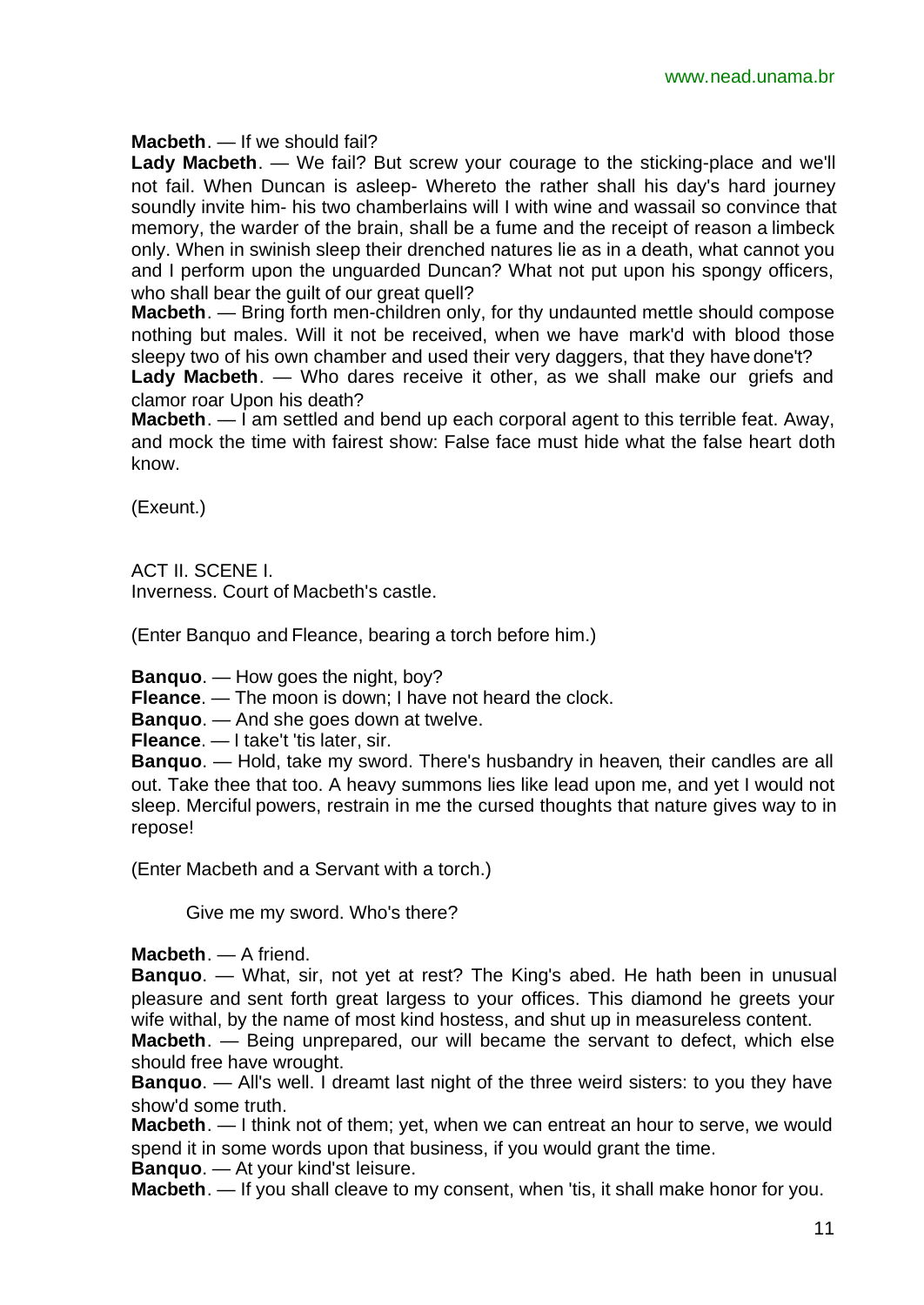**Macbeth**. — If we should fail?

**Lady Macbeth**. — We fail? But screw your courage to the sticking-place and we'll not fail. When Duncan is asleep- Whereto the rather shall his day's hard journey soundly invite him- his two chamberlains will I with wine and wassail so convince that memory, the warder of the brain, shall be a fume and the receipt of reason a limbeck only. When in swinish sleep their drenched natures lie as in a death, what cannot you and I perform upon the unguarded Duncan? What not put upon his spongy officers, who shall bear the guilt of our great quell?

**Macbeth**. — Bring forth men-children only, for thy undaunted mettle should compose nothing but males. Will it not be received, when we have mark'd with blood those sleepy two of his own chamber and used their very daggers, that they have done't?

**Lady Macbeth**. — Who dares receive it other, as we shall make our griefs and clamor roar Upon his death?

**Macbeth**. — I am settled and bend up each corporal agent to this terrible feat. Away, and mock the time with fairest show: False face must hide what the false heart doth know.

(Exeunt.)

ACT II. SCENE I.
Inverness. Court of Macbeth's castle.

(Enter Banquo and Fleance, bearing a torch before him.)

**Banquo**. — How goes the night, boy?

**Fleance**. — The moon is down; I have not heard the clock.

**Banquo**. — And she goes down at twelve.

**Fleance**. — I take't 'tis later, sir.

**Banquo**. — Hold, take my sword. There's husbandry in heaven, their candles are all out. Take thee that too. A heavy summons lies like lead upon me, and yet I would not sleep. Merciful powers, restrain in me the cursed thoughts that nature gives way to in repose!

(Enter Macbeth and a Servant with a torch.)

Give me my sword. Who's there?

**Macbeth**. — A friend.

**Banquo**. — What, sir, not yet at rest? The King's abed. He hath been in unusual pleasure and sent forth great largess to your offices. This diamond he greets your wife withal, by the name of most kind hostess, and shut up in measureless content.

**Macbeth**. — Being unprepared, our will became the servant to defect, which else should free have wrought.

**Banquo**. — All's well. I dreamt last night of the three weird sisters: to you they have show'd some truth.

**Macbeth**. — I think not of them; yet, when we can entreat an hour to serve, we would spend it in some words upon that business, if you would grant the time.

**Banquo**. — At your kind'st leisure.

**Macbeth**. — If you shall cleave to my consent, when 'tis, it shall make honor for you.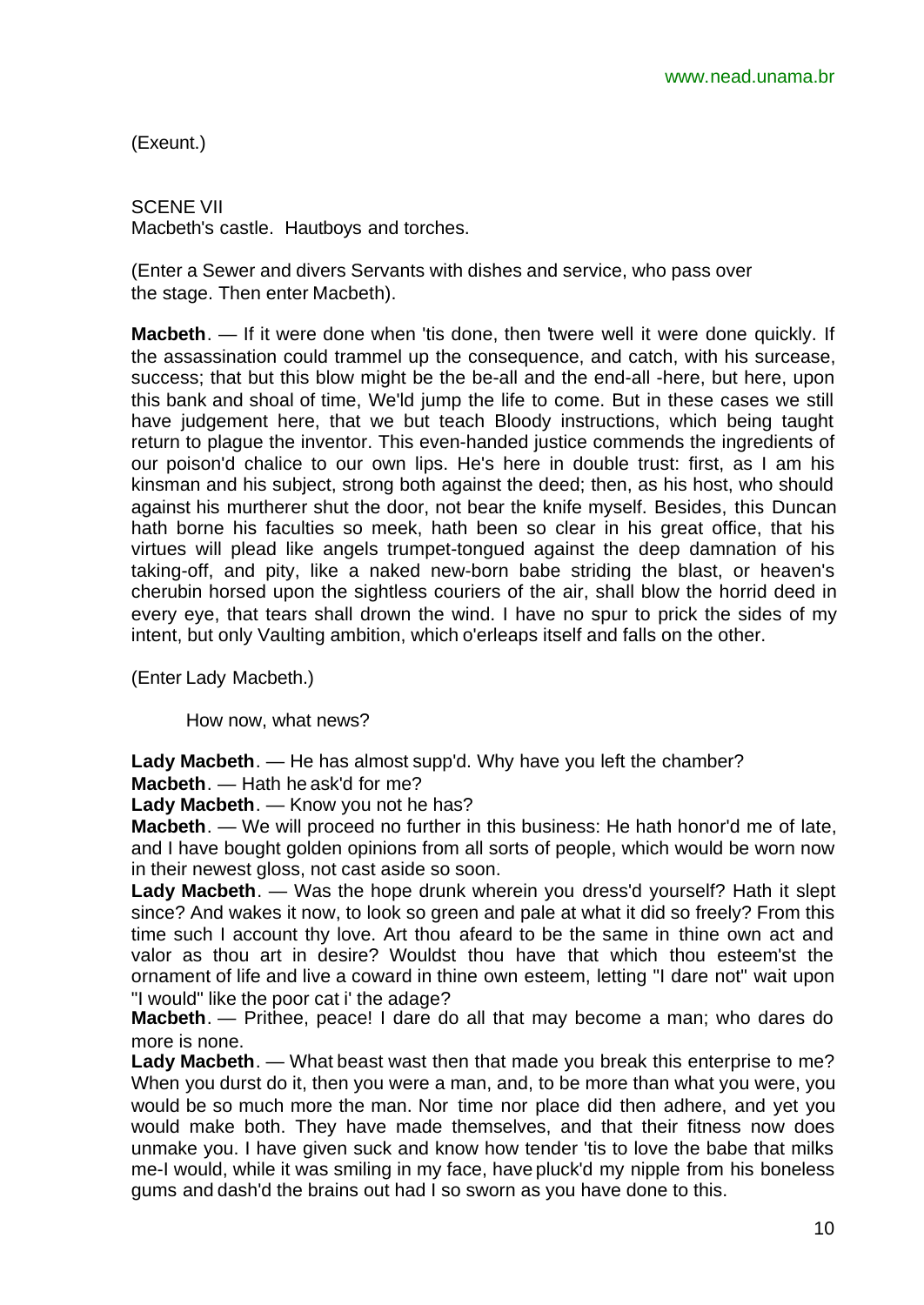(Exeunt.)

SCENE VII

Macbeth's castle. Hautboys and torches.

(Enter a Sewer and divers Servants with dishes and service, who pass over the stage. Then enter Macbeth).

**Macbeth**. — If it were done when 'tis done, then 'twere well it were done quickly. If the assassination could trammel up the consequence, and catch, with his surcease, success; that but this blow might be the be-all and the end-all -here, but here, upon this bank and shoal of time, We'ld jump the life to come. But in these cases we still have judgement here, that we but teach Bloody instructions, which being taught return to plague the inventor. This even-handed justice commends the ingredients of our poison'd chalice to our own lips. He's here in double trust: first, as I am his kinsman and his subject, strong both against the deed; then, as his host, who should against his murtherer shut the door, not bear the knife myself. Besides, this Duncan hath borne his faculties so meek, hath been so clear in his great office, that his virtues will plead like angels trumpet-tongued against the deep damnation of his taking-off, and pity, like a naked new-born babe striding the blast, or heaven's cherubin horsed upon the sightless couriers of the air, shall blow the horrid deed in every eye, that tears shall drown the wind. I have no spur to prick the sides of my intent, but only Vaulting ambition, which o'erleaps itself and falls on the other.

(Enter Lady Macbeth.)

How now, what news?

**Lady Macbeth**. — He has almost supp'd. Why have you left the chamber?

**Macbeth**. — Hath he ask'd for me?

**Lady Macbeth**. — Know you not he has?

**Macbeth**. — We will proceed no further in this business: He hath honor'd me of late, and I have bought golden opinions from all sorts of people, which would be worn now in their newest gloss, not cast aside so soon.

**Lady Macbeth**. — Was the hope drunk wherein you dress'd yourself? Hath it slept since? And wakes it now, to look so green and pale at what it did so freely? From this time such I account thy love. Art thou afeard to be the same in thine own act and valor as thou art in desire? Wouldst thou have that which thou esteem'st the ornament of life and live a coward in thine own esteem, letting "I dare not" wait upon "I would" like the poor cat i' the adage?

**Macbeth**. — Prithee, peace! I dare do all that may become a man; who dares do more is none.

**Lady Macbeth**. — What beast wast then that made you break this enterprise to me? When you durst do it, then you were a man, and, to be more than what you were, you would be so much more the man. Nor time nor place did then adhere, and yet you would make both. They have made themselves, and that their fitness now does unmake you. I have given suck and know how tender 'tis to love the babe that milks me-I would, while it was smiling in my face, have pluck'd my nipple from his boneless gums and dash'd the brains out had I so sworn as you have done to this.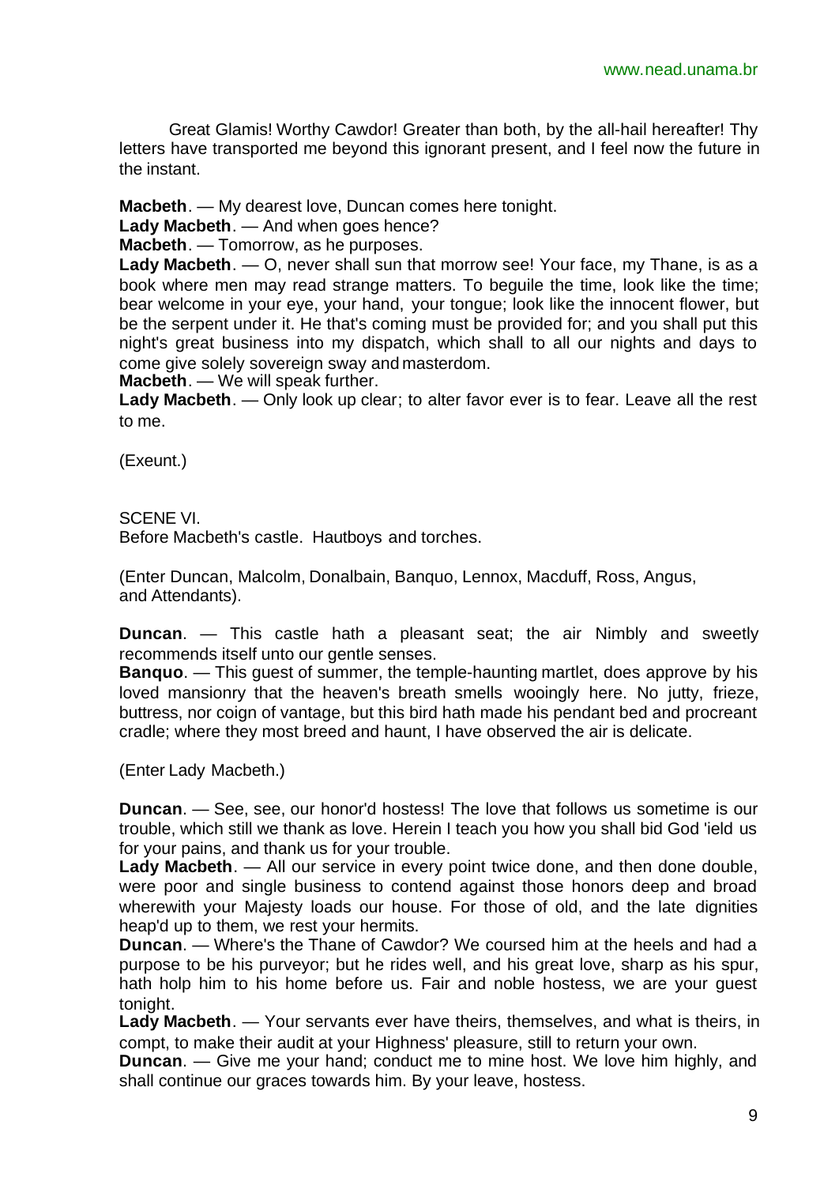Great Glamis! Worthy Cawdor! Greater than both, by the all-hail hereafter! Thy letters have transported me beyond this ignorant present, and I feel now the future in the instant.

**Macbeth**. — My dearest love, Duncan comes here tonight.

**Lady Macbeth**. — And when goes hence?

**Macbeth**. — Tomorrow, as he purposes.

**Lady Macbeth**. — O, never shall sun that morrow see! Your face, my Thane, is as a book where men may read strange matters. To beguile the time, look like the time; bear welcome in your eye, your hand, your tongue; look like the innocent flower, but be the serpent under it. He that's coming must be provided for; and you shall put this night's great business into my dispatch, which shall to all our nights and days to come give solely sovereign sway and masterdom.

**Macbeth**. — We will speak further.

**Lady Macbeth**. — Only look up clear; to alter favor ever is to fear. Leave all the rest to me.

(Exeunt.)

SCENE VI.

Before Macbeth's castle. Hautboys and torches.

(Enter Duncan, Malcolm, Donalbain, Banquo, Lennox, Macduff, Ross, Angus, and Attendants).

**Duncan**. — This castle hath a pleasant seat; the air Nimbly and sweetly recommends itself unto our gentle senses.

**Banquo**. — This guest of summer, the temple-haunting martlet, does approve by his loved mansionry that the heaven's breath smells wooingly here. No jutty, frieze, buttress, nor coign of vantage, but this bird hath made his pendant bed and procreant cradle; where they most breed and haunt, I have observed the air is delicate.

(Enter Lady Macbeth.)

**Duncan**. — See, see, our honor'd hostess! The love that follows us sometime is our trouble, which still we thank as love. Herein I teach you how you shall bid God 'ield us for your pains, and thank us for your trouble.

**Lady Macbeth**. — All our service in every point twice done, and then done double, were poor and single business to contend against those honors deep and broad wherewith your Majesty loads our house. For those of old, and the late dignities heap'd up to them, we rest your hermits.

**Duncan**. — Where's the Thane of Cawdor? We coursed him at the heels and had a purpose to be his purveyor; but he rides well, and his great love, sharp as his spur, hath holp him to his home before us. Fair and noble hostess, we are your guest tonight.

**Lady Macbeth**. — Your servants ever have theirs, themselves, and what is theirs, in compt, to make their audit at your Highness' pleasure, still to return your own.

**Duncan**. — Give me your hand; conduct me to mine host. We love him highly, and shall continue our graces towards him. By your leave, hostess.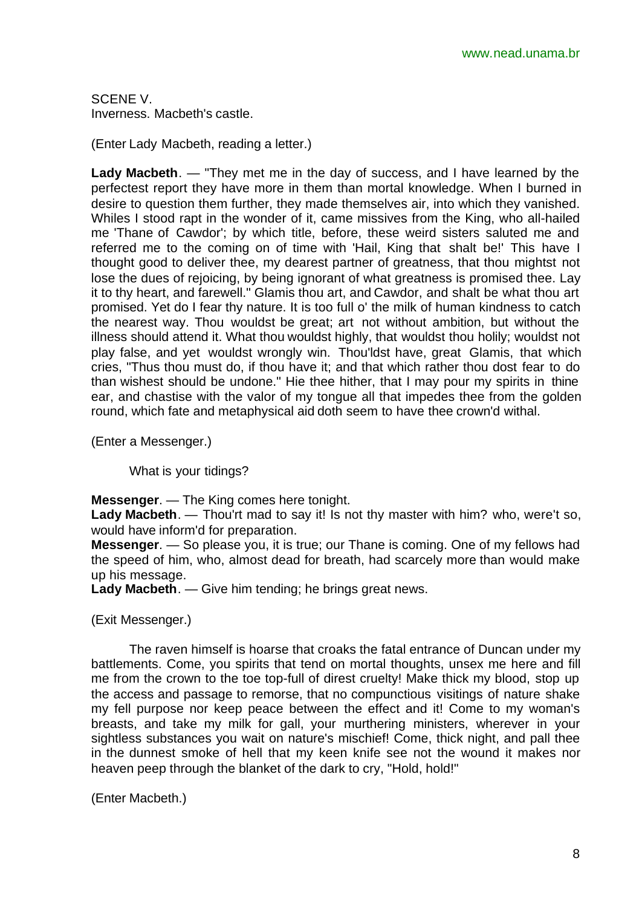SCENE V.
Inverness. Macbeth's castle.

(Enter Lady Macbeth, reading a letter.)

**Lady Macbeth**. — "They met me in the day of success, and I have learned by the perfectest report they have more in them than mortal knowledge. When I burned in desire to question them further, they made themselves air, into which they vanished. Whiles I stood rapt in the wonder of it, came missives from the King, who all-hailed me 'Thane of Cawdor'; by which title, before, these weird sisters saluted me and referred me to the coming on of time with 'Hail, King that shalt be!' This have I thought good to deliver thee, my dearest partner of greatness, that thou mightst not lose the dues of rejoicing, by being ignorant of what greatness is promised thee. Lay it to thy heart, and farewell." Glamis thou art, and Cawdor, and shalt be what thou art promised. Yet do I fear thy nature. It is too full o' the milk of human kindness to catch the nearest way. Thou wouldst be great; art not without ambition, but without the illness should attend it. What thou wouldst highly, that wouldst thou holily; wouldst not play false, and yet wouldst wrongly win. Thou'ldst have, great Glamis, that which cries, "Thus thou must do, if thou have it; and that which rather thou dost fear to do than wishest should be undone." Hie thee hither, that I may pour my spirits in thine ear, and chastise with the valor of my tongue all that impedes thee from the golden round, which fate and metaphysical aid doth seem to have thee crown'd withal.

(Enter a Messenger.)

What is your tidings?

**Messenger**. — The King comes here tonight.
**Lady Macbeth**. — Thou'rt mad to say it! Is not thy master with him? who, were't so, would have inform'd for preparation.
**Messenger**. — So please you, it is true; our Thane is coming. One of my fellows had the speed of him, who, almost dead for breath, had scarcely more than would make up his message.
**Lady Macbeth**. — Give him tending; he brings great news.

(Exit Messenger.)

The raven himself is hoarse that croaks the fatal entrance of Duncan under my battlements. Come, you spirits that tend on mortal thoughts, unsex me here and fill me from the crown to the toe top-full of direst cruelty! Make thick my blood, stop up the access and passage to remorse, that no compunctious visitings of nature shake my fell purpose nor keep peace between the effect and it! Come to my woman's breasts, and take my milk for gall, your murthering ministers, wherever in your sightless substances you wait on nature's mischief! Come, thick night, and pall thee in the dunnest smoke of hell that my keen knife see not the wound it makes nor heaven peep through the blanket of the dark to cry, "Hold, hold!"

(Enter Macbeth.)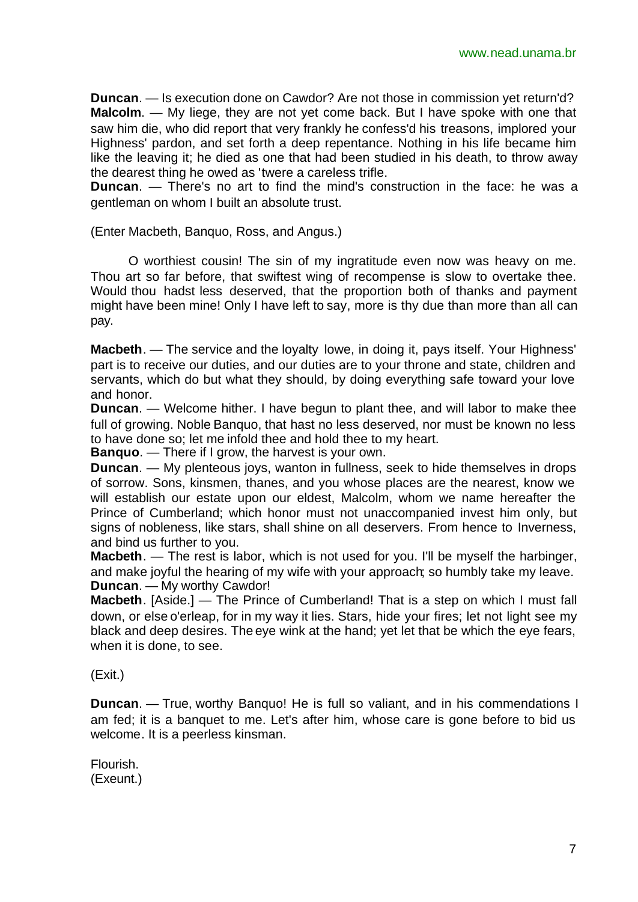**Duncan**. — Is execution done on Cawdor? Are not those in commission yet return'd?
**Malcolm**. — My liege, they are not yet come back. But I have spoke with one that saw him die, who did report that very frankly he confess'd his treasons, implored your Highness' pardon, and set forth a deep repentance. Nothing in his life became him like the leaving it; he died as one that had been studied in his death, to throw away the dearest thing he owed as 'twere a careless trifle.
**Duncan**. — There's no art to find the mind's construction in the face: he was a gentleman on whom I built an absolute trust.

(Enter Macbeth, Banquo, Ross, and Angus.)

O worthiest cousin! The sin of my ingratitude even now was heavy on me. Thou art so far before, that swiftest wing of recompense is slow to overtake thee. Would thou hadst less deserved, that the proportion both of thanks and payment might have been mine! Only I have left to say, more is thy due than more than all can pay.

**Macbeth**. — The service and the loyalty lowe, in doing it, pays itself. Your Highness' part is to receive our duties, and our duties are to your throne and state, children and servants, which do but what they should, by doing everything safe toward your love and honor.
**Duncan**. — Welcome hither. I have begun to plant thee, and will labor to make thee full of growing. Noble Banquo, that hast no less deserved, nor must be known no less to have done so; let me infold thee and hold thee to my heart.
**Banquo**. — There if I grow, the harvest is your own.
**Duncan**. — My plenteous joys, wanton in fullness, seek to hide themselves in drops of sorrow. Sons, kinsmen, thanes, and you whose places are the nearest, know we will establish our estate upon our eldest, Malcolm, whom we name hereafter the Prince of Cumberland; which honor must not unaccompanied invest him only, but signs of nobleness, like stars, shall shine on all deservers. From hence to Inverness, and bind us further to you.
**Macbeth**. — The rest is labor, which is not used for you. I'll be myself the harbinger, and make joyful the hearing of my wife with your approach; so humbly take my leave.
**Duncan**. — My worthy Cawdor!
**Macbeth**. [Aside.] — The Prince of Cumberland! That is a step on which I must fall down, or else o'erleap, for in my way it lies. Stars, hide your fires; let not light see my black and deep desires. The eye wink at the hand; yet let that be which the eye fears, when it is done, to see.

(Exit.)

**Duncan**. — True, worthy Banquo! He is full so valiant, and in his commendations I am fed; it is a banquet to me. Let's after him, whose care is gone before to bid us welcome. It is a peerless kinsman.

Flourish.
(Exeunt.)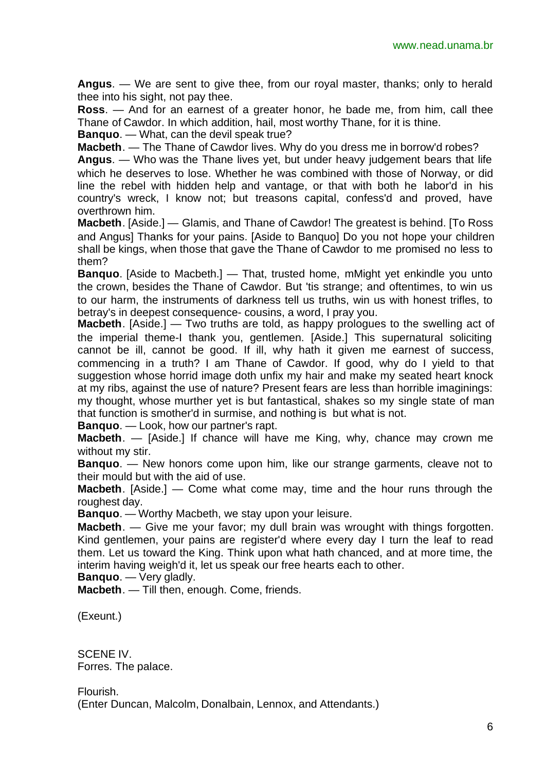**Angus**. — We are sent to give thee, from our royal master, thanks; only to herald thee into his sight, not pay thee.

**Ross**. — And for an earnest of a greater honor, he bade me, from him, call thee Thane of Cawdor. In which addition, hail, most worthy Thane, for it is thine.

**Banquo**. — What, can the devil speak true?

**Macbeth**. — The Thane of Cawdor lives. Why do you dress me in borrow'd robes?

**Angus**. — Who was the Thane lives yet, but under heavy judgement bears that life which he deserves to lose. Whether he was combined with those of Norway, or did line the rebel with hidden help and vantage, or that with both he labor'd in his country's wreck, I know not; but treasons capital, confess'd and proved, have overthrown him.

**Macbeth**. [Aside.] — Glamis, and Thane of Cawdor! The greatest is behind. [To Ross and Angus] Thanks for your pains. [Aside to Banquo] Do you not hope your children shall be kings, when those that gave the Thane of Cawdor to me promised no less to them?

**Banquo**. [Aside to Macbeth.] — That, trusted home, mMight yet enkindle you unto the crown, besides the Thane of Cawdor. But 'tis strange; and oftentimes, to win us to our harm, the instruments of darkness tell us truths, win us with honest trifles, to betray's in deepest consequence- cousins, a word, I pray you.

**Macbeth**. [Aside.] — Two truths are told, as happy prologues to the swelling act of the imperial theme-I thank you, gentlemen. [Aside.] This supernatural soliciting cannot be ill, cannot be good. If ill, why hath it given me earnest of success, commencing in a truth? I am Thane of Cawdor. If good, why do I yield to that suggestion whose horrid image doth unfix my hair and make my seated heart knock at my ribs, against the use of nature? Present fears are less than horrible imaginings: my thought, whose murther yet is but fantastical, shakes so my single state of man that function is smother'd in surmise, and nothing is but what is not.

**Banquo**. — Look, how our partner's rapt.

**Macbeth**. — [Aside.] If chance will have me King, why, chance may crown me without my stir.

**Banquo**. — New honors come upon him, like our strange garments, cleave not to their mould but with the aid of use.

**Macbeth**. [Aside.] — Come what come may, time and the hour runs through the roughest day.

**Banquo**. — Worthy Macbeth, we stay upon your leisure.

**Macbeth**. — Give me your favor; my dull brain was wrought with things forgotten. Kind gentlemen, your pains are register'd where every day I turn the leaf to read them. Let us toward the King. Think upon what hath chanced, and at more time, the interim having weigh'd it, let us speak our free hearts each to other.

**Banquo**. — Very gladly.

**Macbeth**. — Till then, enough. Come, friends.

(Exeunt.)

SCENE IV.
Forres. The palace.

Flourish.
(Enter Duncan, Malcolm, Donalbain, Lennox, and Attendants.)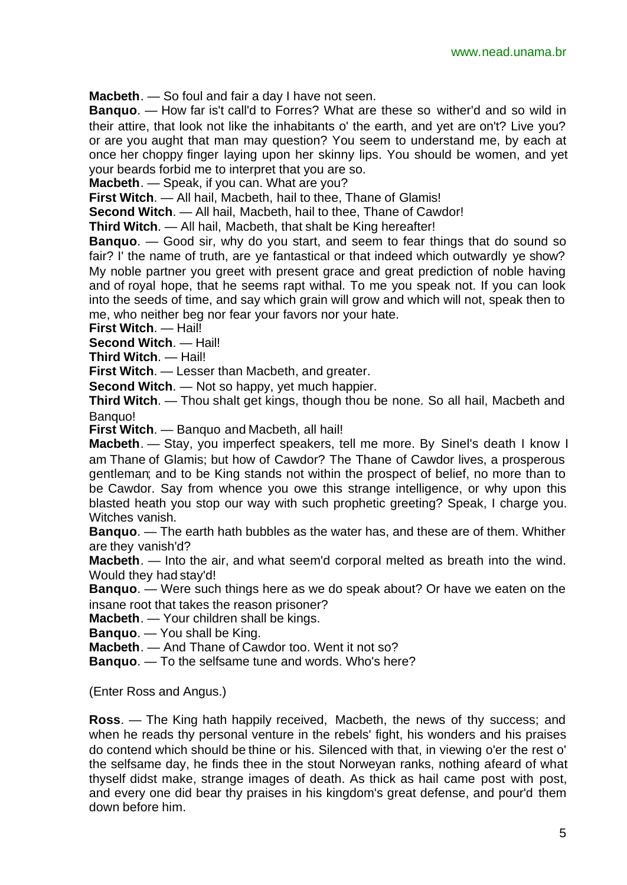**Macbeth**. — So foul and fair a day I have not seen.

**Banquo**. — How far is't call'd to Forres? What are these so wither'd and so wild in their attire, that look not like the inhabitants o' the earth, and yet are on't? Live you? or are you aught that man may question? You seem to understand me, by each at once her choppy finger laying upon her skinny lips. You should be women, and yet your beards forbid me to interpret that you are so.

**Macbeth**. — Speak, if you can. What are you?

**First Witch**. — All hail, Macbeth, hail to thee, Thane of Glamis!

**Second Witch**. — All hail, Macbeth, hail to thee, Thane of Cawdor!

**Third Witch**. — All hail, Macbeth, that shalt be King hereafter!

**Banquo**. — Good sir, why do you start, and seem to fear things that do sound so fair? I' the name of truth, are ye fantastical or that indeed which outwardly ye show? My noble partner you greet with present grace and great prediction of noble having and of royal hope, that he seems rapt withal. To me you speak not. If you can look into the seeds of time, and say which grain will grow and which will not, speak then to me, who neither beg nor fear your favors nor your hate.

**First Witch**. — Hail!

**Second Witch**. — Hail!

**Third Witch**. — Hail!

**First Witch**. — Lesser than Macbeth, and greater.

**Second Witch**. — Not so happy, yet much happier.

**Third Witch**. — Thou shalt get kings, though thou be none. So all hail, Macbeth and Banquo!

**First Witch**. — Banquo and Macbeth, all hail!

**Macbeth**. — Stay, you imperfect speakers, tell me more. By Sinel's death I know I am Thane of Glamis; but how of Cawdor? The Thane of Cawdor lives, a prosperous gentleman; and to be King stands not within the prospect of belief, no more than to be Cawdor. Say from whence you owe this strange intelligence, or why upon this blasted heath you stop our way with such prophetic greeting? Speak, I charge you. Witches vanish.

**Banquo**. — The earth hath bubbles as the water has, and these are of them. Whither are they vanish'd?

**Macbeth**. — Into the air, and what seem'd corporal melted as breath into the wind. Would they had stay'd!

**Banquo**. — Were such things here as we do speak about? Or have we eaten on the insane root that takes the reason prisoner?

**Macbeth**. — Your children shall be kings.

**Banquo**. — You shall be King.

**Macbeth**. — And Thane of Cawdor too. Went it not so?

**Banquo**. — To the selfsame tune and words. Who's here?

(Enter Ross and Angus.)

**Ross**. — The King hath happily received, Macbeth, the news of thy success; and when he reads thy personal venture in the rebels' fight, his wonders and his praises do contend which should be thine or his. Silenced with that, in viewing o'er the rest o' the selfsame day, he finds thee in the stout Norweyan ranks, nothing afeard of what thyself didst make, strange images of death. As thick as hail came post with post, and every one did bear thy praises in his kingdom's great defense, and pour'd them down before him.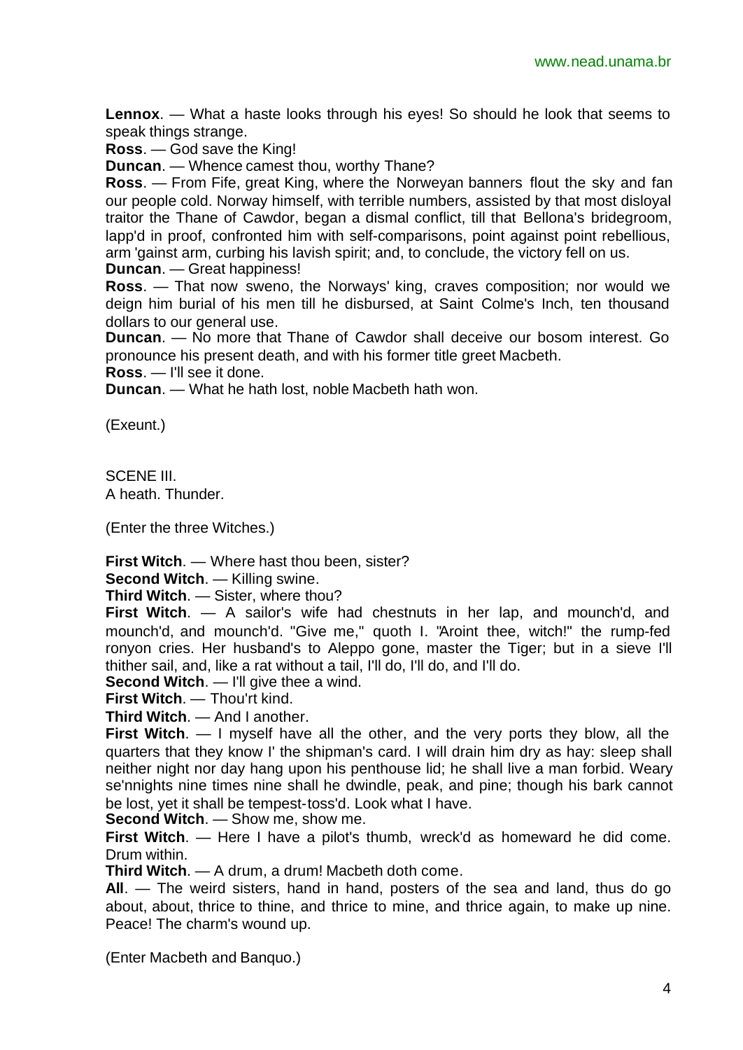**Lennox**. — What a haste looks through his eyes! So should he look that seems to speak things strange.

**Ross**. — God save the King!

**Duncan**. — Whence camest thou, worthy Thane?

**Ross**. — From Fife, great King, where the Norweyan banners flout the sky and fan our people cold. Norway himself, with terrible numbers, assisted by that most disloyal traitor the Thane of Cawdor, began a dismal conflict, till that Bellona's bridegroom, lapp'd in proof, confronted him with self-comparisons, point against point rebellious, arm 'gainst arm, curbing his lavish spirit; and, to conclude, the victory fell on us.

**Duncan**. — Great happiness!

**Ross**. — That now sweno, the Norways' king, craves composition; nor would we deign him burial of his men till he disbursed, at Saint Colme's Inch, ten thousand dollars to our general use.

**Duncan**. — No more that Thane of Cawdor shall deceive our bosom interest. Go pronounce his present death, and with his former title greet Macbeth.

**Ross**. — I'll see it done.

**Duncan**. — What he hath lost, noble Macbeth hath won.

(Exeunt.)

SCENE III.
A heath. Thunder.

(Enter the three Witches.)

**First Witch**. — Where hast thou been, sister?

**Second Witch**. — Killing swine.

**Third Witch**. — Sister, where thou?

**First Witch**. — A sailor's wife had chestnuts in her lap, and mounch'd, and mounch'd, and mounch'd. "Give me," quoth I. "Aroint thee, witch!" the rump-fed ronyon cries. Her husband's to Aleppo gone, master the Tiger; but in a sieve I'll thither sail, and, like a rat without a tail, I'll do, I'll do, and I'll do.

**Second Witch**. — I'll give thee a wind.

**First Witch**. — Thou'rt kind.

**Third Witch**. — And I another.

**First Witch**. — I myself have all the other, and the very ports they blow, all the quarters that they know I' the shipman's card. I will drain him dry as hay: sleep shall neither night nor day hang upon his penthouse lid; he shall live a man forbid. Weary se'nnights nine times nine shall he dwindle, peak, and pine; though his bark cannot be lost, yet it shall be tempest-toss'd. Look what I have.

**Second Witch**. — Show me, show me.

**First Witch**. — Here I have a pilot's thumb, wreck'd as homeward he did come. Drum within.

**Third Witch**. — A drum, a drum! Macbeth doth come.

**All**. — The weird sisters, hand in hand, posters of the sea and land, thus do go about, about, thrice to thine, and thrice to mine, and thrice again, to make up nine. Peace! The charm's wound up.

(Enter Macbeth and Banquo.)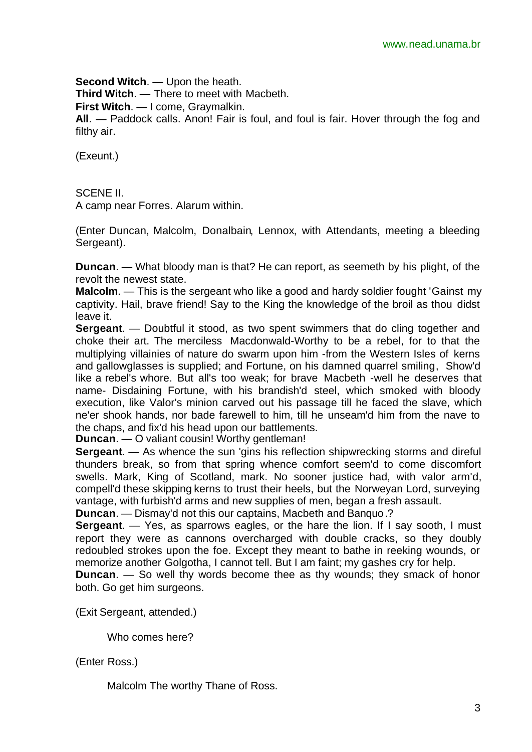**Second Witch**. — Upon the heath.
**Third Witch**. — There to meet with Macbeth.
**First Witch**. — I come, Graymalkin.
**All**. — Paddock calls. Anon! Fair is foul, and foul is fair. Hover through the fog and filthy air.

(Exeunt.)

SCENE II.
A camp near Forres. Alarum within.

(Enter Duncan, Malcolm, Donalbain, Lennox, with Attendants, meeting a bleeding Sergeant).

**Duncan**. — What bloody man is that? He can report, as seemeth by his plight, of the revolt the newest state.
**Malcolm**. — This is the sergeant who like a good and hardy soldier fought 'Gainst my captivity. Hail, brave friend! Say to the King the knowledge of the broil as thou didst leave it.
**Sergeant**. — Doubtful it stood, as two spent swimmers that do cling together and choke their art. The merciless Macdonwald-Worthy to be a rebel, for to that the multiplying villainies of nature do swarm upon him -from the Western Isles of kerns and gallowglasses is supplied; and Fortune, on his damned quarrel smiling, Show'd like a rebel's whore. But all's too weak; for brave Macbeth -well he deserves that name- Disdaining Fortune, with his brandish'd steel, which smoked with bloody execution, like Valor's minion carved out his passage till he faced the slave, which ne'er shook hands, nor bade farewell to him, till he unseam'd him from the nave to the chaps, and fix'd his head upon our battlements.
**Duncan**. — O valiant cousin! Worthy gentleman!
**Sergeant**. — As whence the sun 'gins his reflection shipwrecking storms and direful thunders break, so from that spring whence comfort seem'd to come discomfort swells. Mark, King of Scotland, mark. No sooner justice had, with valor arm'd, compell'd these skipping kerns to trust their heels, but the Norweyan Lord, surveying vantage, with furbish'd arms and new supplies of men, began a fresh assault.
**Duncan**. — Dismay'd not this our captains, Macbeth and Banquo.?
**Sergeant**. — Yes, as sparrows eagles, or the hare the lion. If I say sooth, I must report they were as cannons overcharged with double cracks, so they doubly redoubled strokes upon the foe. Except they meant to bathe in reeking wounds, or memorize another Golgotha, I cannot tell. But I am faint; my gashes cry for help.
**Duncan**. — So well thy words become thee as thy wounds; they smack of honor both. Go get him surgeons.

(Exit Sergeant, attended.)

Who comes here?

(Enter Ross.)

Malcolm The worthy Thane of Ross.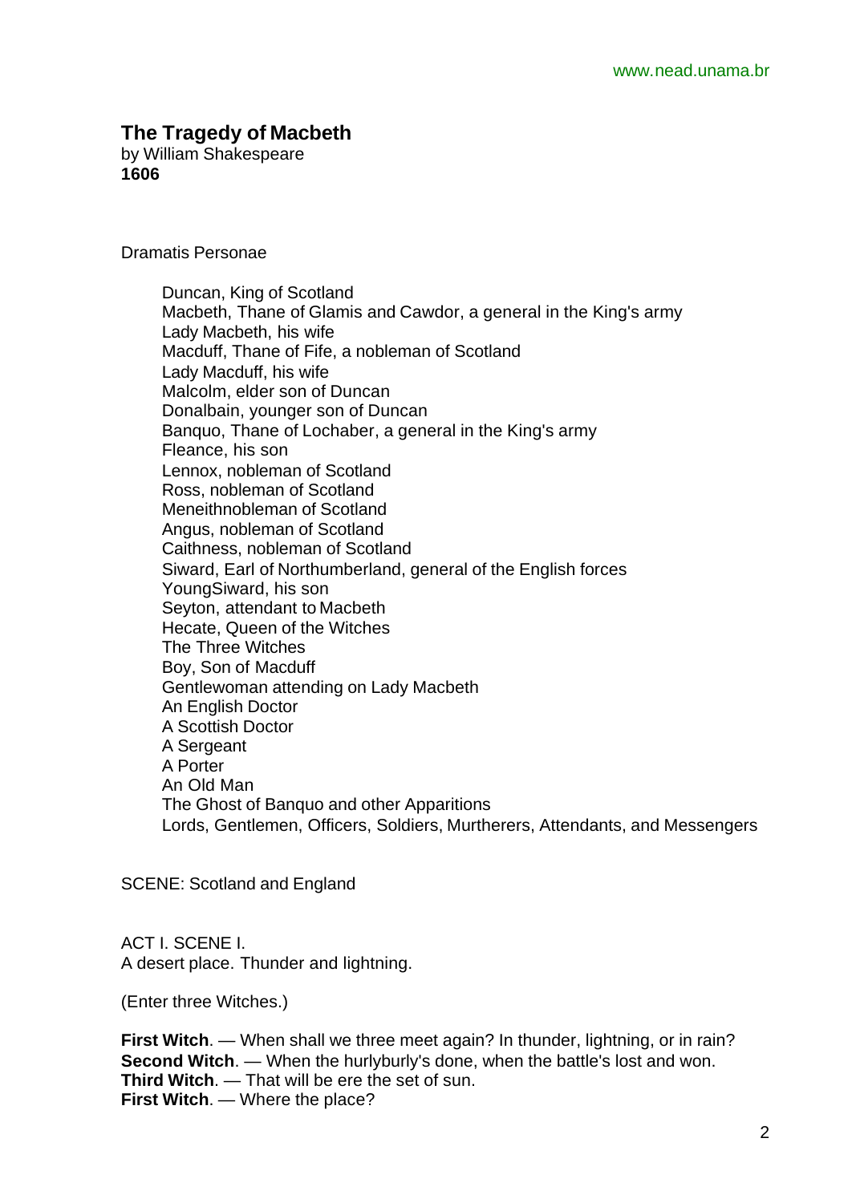## The Tragedy of Macbeth

by William Shakespeare
**1606**

Dramatis Personae

- Duncan, King of Scotland
- Macbeth, Thane of Glamis and Cawdor, a general in the King's army
- Lady Macbeth, his wife
- Macduff, Thane of Fife, a nobleman of Scotland
- Lady Macduff, his wife
- Malcolm, elder son of Duncan
- Donalbain, younger son of Duncan
- Banquo, Thane of Lochaber, a general in the King's army
- Fleance, his son
- Lennox, nobleman of Scotland
- Ross, nobleman of Scotland
- Meneithnobleman of Scotland
- Angus, nobleman of Scotland
- Caithness, nobleman of Scotland
- Siward, Earl of Northumberland, general of the English forces
- YoungSiward, his son
- Seyton, attendant to Macbeth
- Hecate, Queen of the Witches
- The Three Witches
- Boy, Son of Macduff
- Gentlewoman attending on Lady Macbeth
- An English Doctor
- A Scottish Doctor
- A Sergeant
- A Porter
- An Old Man
- The Ghost of Banquo and other Apparitions
- Lords, Gentlemen, Officers, Soldiers, Murtherers, Attendants, and Messengers

SCENE: Scotland and England

ACT I. SCENE I.
A desert place. Thunder and lightning.

(Enter three Witches.)

**First Witch**. — When shall we three meet again? In thunder, lightning, or in rain?
**Second Witch**. — When the hurlyburly's done, when the battle's lost and won.
**Third Witch**. — That will be ere the set of sun.
**First Witch**. — Where the place?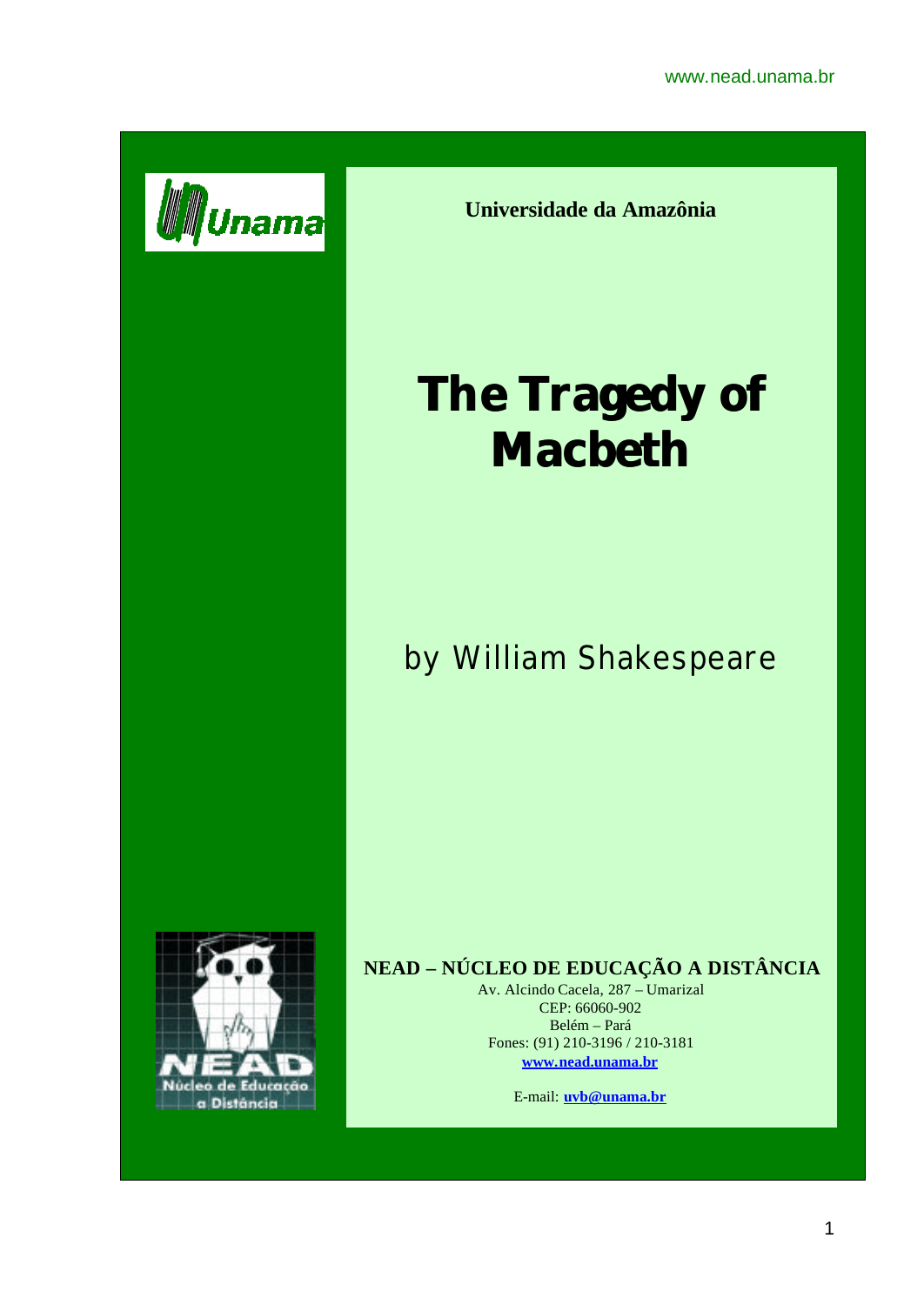Universidade da Amazônia

# The Tragedy of Macbeth

by William Shakespeare

**NEAD – NÚCLEO DE EDUCAÇÃO A DISTÂNCIA**

Av. Alcindo Cacela, 287 – Umarizal
CEP: 66060-902
Belém – Pará
Fones: (91) 210-3196 / 210-3181
www.nead.unama.br

E-mail: uvb@unama.br